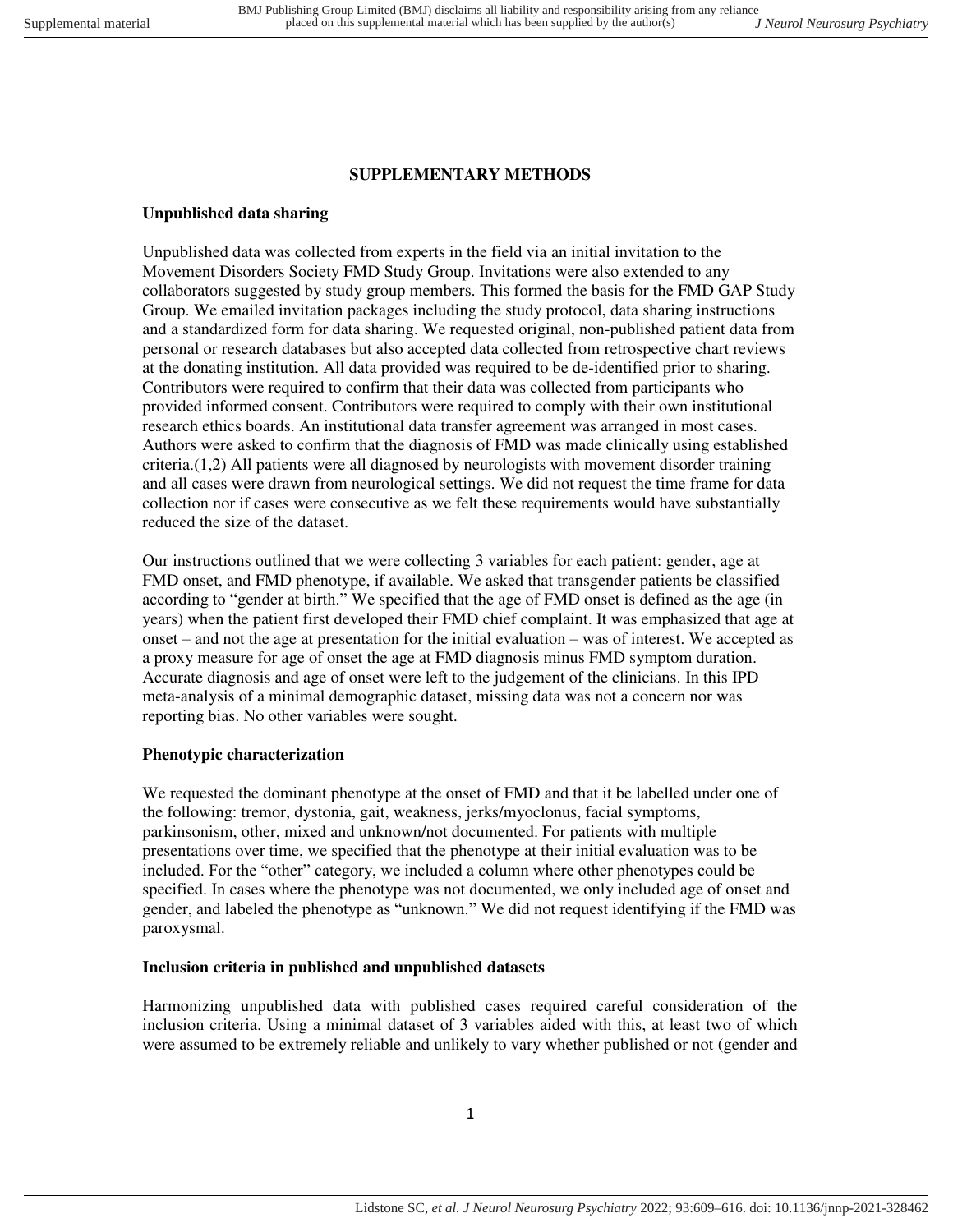## SUPPLEMENTARY METHODS

### Unpublished data sharing

Unpublished data was collected from experts in the field via an initial invitation to the Movement Disorders Society FMD Study Group. Invitations were also extended to any collaborators suggested by study group members. This formed the basis for the FMD GAP Study Group. We emailed invitation packages including the study protocol, data sharing instructions and a standardized form for data sharing. We requested original, non-published patient data from personal or research databases but also accepted data collected from retrospective chart reviews at the donating institution. All data provided was required to be de-identified prior to sharing. Contributors were required to confirm that their data was collected from participants who provided informed consent. Contributors were required to comply with their own institutional research ethics boards. An institutional data transfer agreement was arranged in most cases. Authors were asked to confirm that the diagnosis of FMD was made clinically using established criteria.(1,2) All patients were all diagnosed by neurologists with movement disorder training and all cases were drawn from neurological settings. We did not request the time frame for data collection nor if cases were consecutive as we felt these requirements would have substantially reduced the size of the dataset.

Our instructions outlined that we were collecting 3 variables for each patient: gender, age at FMD onset, and FMD phenotype, if available. We asked that transgender patients be classified according to "gender at birth." We specified that the age of FMD onset is defined as the age (in years) when the patient first developed their FMD chief complaint. It was emphasized that age at onset – and not the age at presentation for the initial evaluation – was of interest. We accepted as a proxy measure for age of onset the age at FMD diagnosis minus FMD symptom duration. Accurate diagnosis and age of onset were left to the judgement of the clinicians. In this IPD meta-analysis of a minimal demographic dataset, missing data was not a concern nor was reporting bias. No other variables were sought.

### Phenotypic characterization

We requested the dominant phenotype at the onset of FMD and that it be labelled under one of the following: tremor, dystonia, gait, weakness, jerks/myoclonus, facial symptoms, parkinsonism, other, mixed and unknown/not documented. For patients with multiple presentations over time, we specified that the phenotype at their initial evaluation was to be included. For the "other" category, we included a column where other phenotypes could be specified. In cases where the phenotype was not documented, we only included age of onset and gender, and labeled the phenotype as "unknown." We did not request identifying if the FMD was paroxysmal.

### Inclusion criteria in published and unpublished datasets

Harmonizing unpublished data with published cases required careful consideration of the inclusion criteria. Using a minimal dataset of 3 variables aided with this, at least two of which were assumed to be extremely reliable and unlikely to vary whether published or not (gender and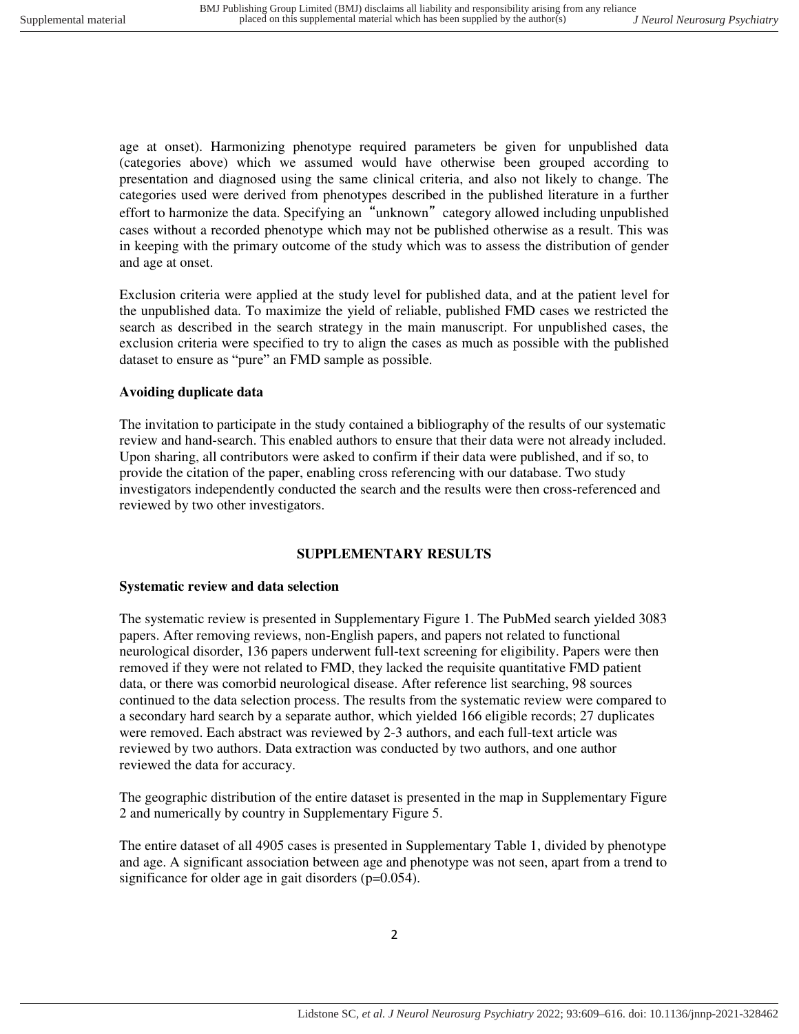age at onset). Harmonizing phenotype required parameters be given for unpublished data (categories above) which we assumed would have otherwise been grouped according to presentation and diagnosed using the same clinical criteria, and also not likely to change. The categories used were derived from phenotypes described in the published literature in a further effort to harmonize the data. Specifying an "unknown" category allowed including unpublished cases without a recorded phenotype which may not be published otherwise as a result. This was in keeping with the primary outcome of the study which was to assess the distribution of gender and age at onset.

Exclusion criteria were applied at the study level for published data, and at the patient level for the unpublished data. To maximize the yield of reliable, published FMD cases we restricted the search as described in the search strategy in the main manuscript. For unpublished cases, the exclusion criteria were specified to try to align the cases as much as possible with the published dataset to ensure as "pure" an FMD sample as possible.

**Avoiding duplicate data**

The invitation to participate in the study contained a bibliography of the results of our systematic review and hand-search. This enabled authors to ensure that their data were not already included. Upon sharing, all contributors were asked to confirm if their data were published, and if so, to provide the citation of the paper, enabling cross referencing with our database. Two study investigators independently conducted the search and the results were then cross-referenced and reviewed by two other investigators.

## SUPPLEMENTARY RESULTS

**Systematic review and data selection**

The systematic review is presented in Supplementary Figure 1. The PubMed search yielded 3083 papers. After removing reviews, non-English papers, and papers not related to functional neurological disorder, 136 papers underwent full-text screening for eligibility. Papers were then removed if they were not related to FMD, they lacked the requisite quantitative FMD patient data, or there was comorbid neurological disease. After reference list searching, 98 sources continued to the data selection process. The results from the systematic review were compared to a secondary hard search by a separate author, which yielded 166 eligible records; 27 duplicates were removed. Each abstract was reviewed by 2-3 authors, and each full-text article was reviewed by two authors. Data extraction was conducted by two authors, and one author reviewed the data for accuracy.

The geographic distribution of the entire dataset is presented in the map in Supplementary Figure 2 and numerically by country in Supplementary Figure 5.

The entire dataset of all 4905 cases is presented in Supplementary Table 1, divided by phenotype and age. A significant association between age and phenotype was not seen, apart from a trend to significance for older age in gait disorders ($p=0.054$).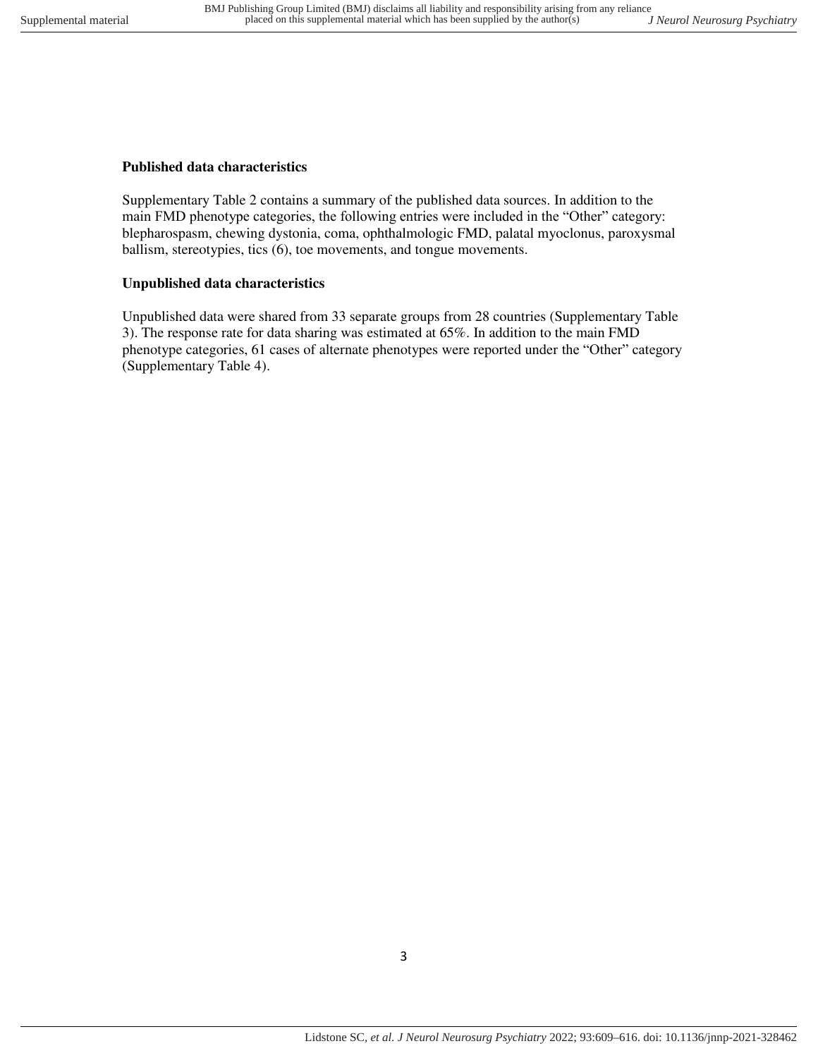**Published data characteristics**

Supplementary Table 2 contains a summary of the published data sources. In addition to the main FMD phenotype categories, the following entries were included in the "Other" category: blepharospasm, chewing dystonia, coma, ophthalmologic FMD, palatal myoclonus, paroxysmal ballism, stereotypies, tics (6), toe movements, and tongue movements.

**Unpublished data characteristics**

Unpublished data were shared from 33 separate groups from 28 countries (Supplementary Table 3). The response rate for data sharing was estimated at 65%. In addition to the main FMD phenotype categories, 61 cases of alternate phenotypes were reported under the "Other" category (Supplementary Table 4).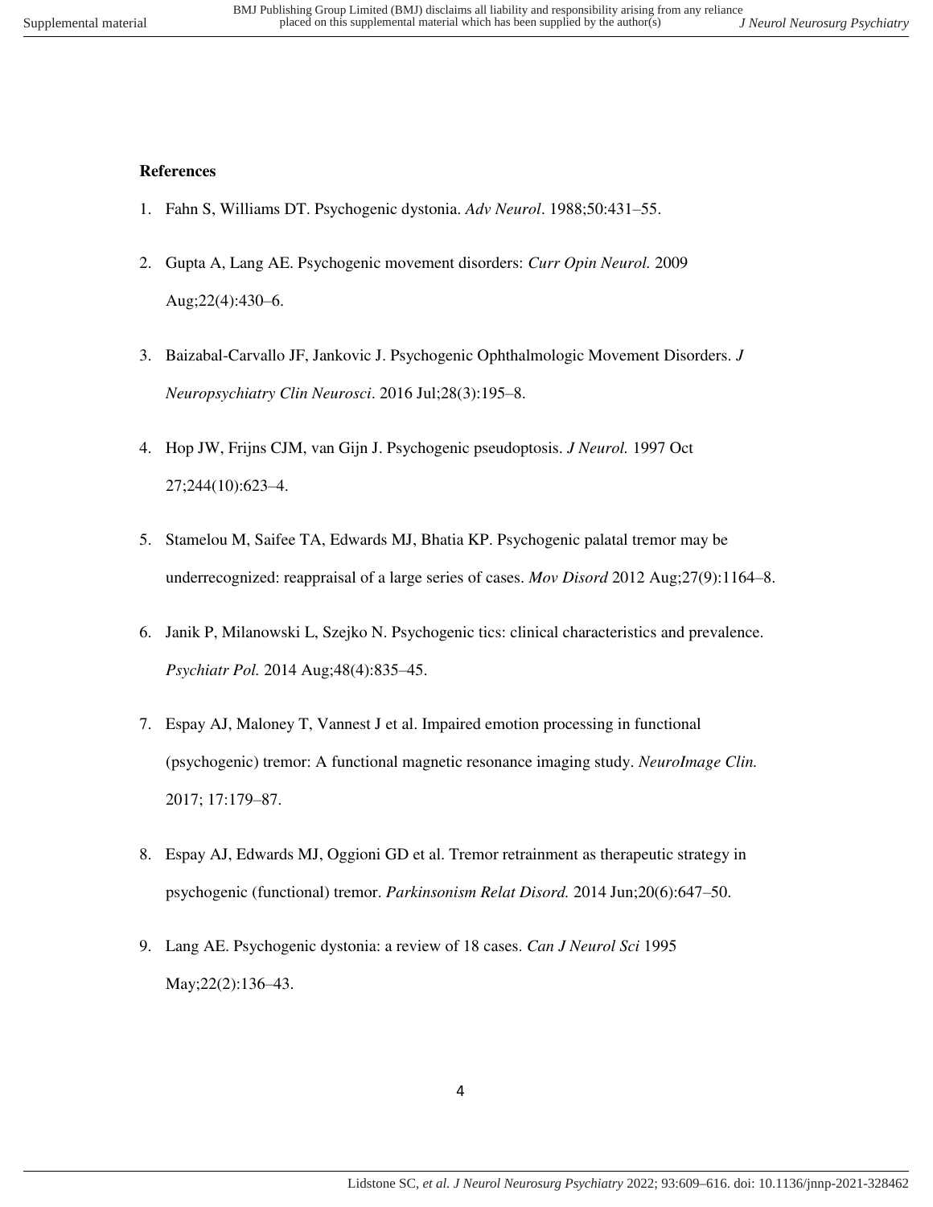## References

1. Fahn S, Williams DT. Psychogenic dystonia. *Adv Neurol*. 1988;50:431–55.
2. Gupta A, Lang AE. Psychogenic movement disorders: *Curr Opin Neurol.* 2009 Aug;22(4):430–6.
3. Baizabal-Carvallo JF, Jankovic J. Psychogenic Ophthalmologic Movement Disorders. *J Neuropsychiatry Clin Neurosci*. 2016 Jul;28(3):195–8.
4. Hop JW, Frijns CJM, van Gijn J. Psychogenic pseudoptosis. *J Neurol.* 1997 Oct 27;244(10):623–4.
5. Stamelou M, Saifee TA, Edwards MJ, Bhatia KP. Psychogenic palatal tremor may be underrecognized: reappraisal of a large series of cases. *Mov Disord* 2012 Aug;27(9):1164–8.
6. Janik P, Milanowski L, Szejko N. Psychogenic tics: clinical characteristics and prevalence. *Psychiatr Pol.* 2014 Aug;48(4):835–45.
7. Espay AJ, Maloney T, Vannest J et al. Impaired emotion processing in functional (psychogenic) tremor: A functional magnetic resonance imaging study. *NeuroImage Clin.* 2017; 17:179–87.
8. Espay AJ, Edwards MJ, Oggioni GD et al. Tremor retrainment as therapeutic strategy in psychogenic (functional) tremor. *Parkinsonism Relat Disord.* 2014 Jun;20(6):647–50.
9. Lang AE. Psychogenic dystonia: a review of 18 cases. *Can J Neurol Sci* 1995 May;22(2):136–43.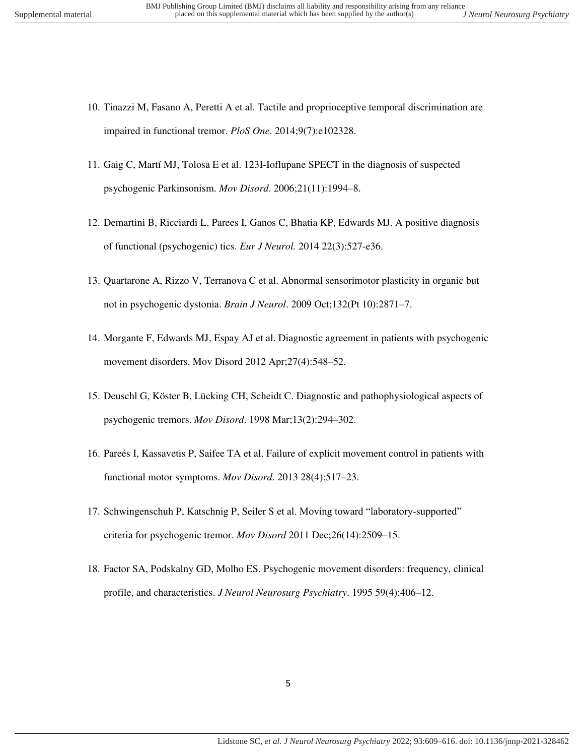10. Tinazzi M, Fasano A, Peretti A et al. Tactile and proprioceptive temporal discrimination are impaired in functional tremor. *PloS One*. 2014;9(7):e102328.

11. Gaig C, Martí MJ, Tolosa E et al. 123I-Ioflupane SPECT in the diagnosis of suspected psychogenic Parkinsonism. *Mov Disord*. 2006;21(11):1994–8.

12. Demartini B, Ricciardi L, Parees I, Ganos C, Bhatia KP, Edwards MJ. A positive diagnosis of functional (psychogenic) tics. *Eur J Neurol.* 2014 22(3):527-e36.

13. Quartarone A, Rizzo V, Terranova C et al. Abnormal sensorimotor plasticity in organic but not in psychogenic dystonia. *Brain J Neurol*. 2009 Oct;132(Pt 10):2871–7.

14. Morgante F, Edwards MJ, Espay AJ et al. Diagnostic agreement in patients with psychogenic movement disorders. Mov Disord 2012 Apr;27(4):548–52.

15. Deuschl G, Köster B, Lücking CH, Scheidt C. Diagnostic and pathophysiological aspects of psychogenic tremors. *Mov Disord*. 1998 Mar;13(2):294–302.

16. Pareés I, Kassavetis P, Saifee TA et al. Failure of explicit movement control in patients with functional motor symptoms. *Mov Disord*. 2013 28(4):517–23.

17. Schwingenschuh P, Katschnig P, Seiler S et al. Moving toward "laboratory-supported" criteria for psychogenic tremor. *Mov Disord* 2011 Dec;26(14):2509–15.

18. Factor SA, Podskalny GD, Molho ES. Psychogenic movement disorders: frequency, clinical profile, and characteristics. *J Neurol Neurosurg Psychiatry*. 1995 59(4):406–12.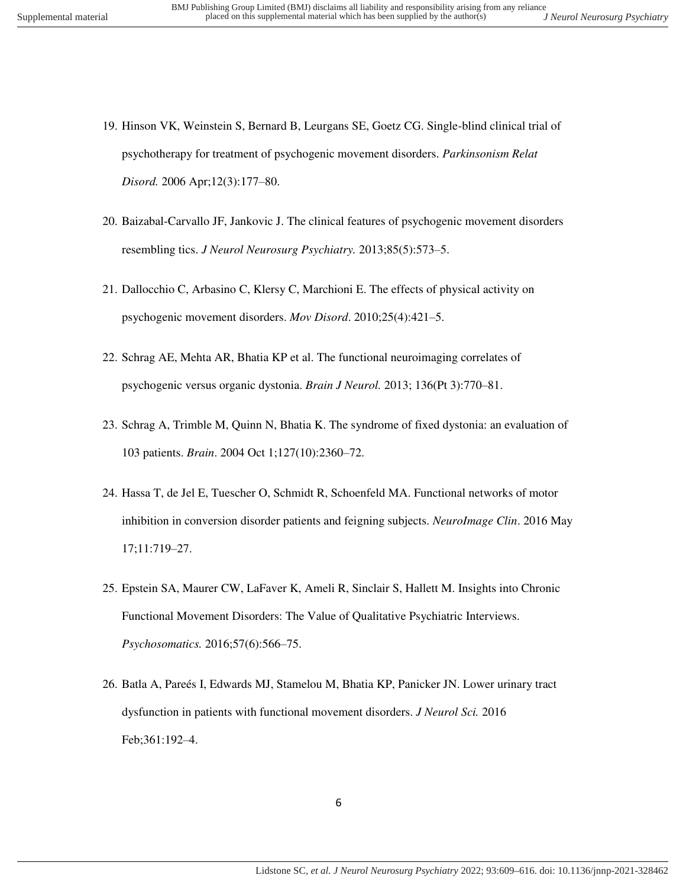19. Hinson VK, Weinstein S, Bernard B, Leurgans SE, Goetz CG. Single-blind clinical trial of psychotherapy for treatment of psychogenic movement disorders. *Parkinsonism Relat Disord.* 2006 Apr;12(3):177–80.

20. Baizabal-Carvallo JF, Jankovic J. The clinical features of psychogenic movement disorders resembling tics. *J Neurol Neurosurg Psychiatry.* 2013;85(5):573–5.

21. Dallocchio C, Arbasino C, Klersy C, Marchioni E. The effects of physical activity on psychogenic movement disorders. *Mov Disord*. 2010;25(4):421–5.

22. Schrag AE, Mehta AR, Bhatia KP et al. The functional neuroimaging correlates of psychogenic versus organic dystonia. *Brain J Neurol.* 2013; 136(Pt 3):770–81.

23. Schrag A, Trimble M, Quinn N, Bhatia K. The syndrome of fixed dystonia: an evaluation of 103 patients. *Brain*. 2004 Oct 1;127(10):2360–72.

24. Hassa T, de Jel E, Tuescher O, Schmidt R, Schoenfeld MA. Functional networks of motor inhibition in conversion disorder patients and feigning subjects. *NeuroImage Clin*. 2016 May 17;11:719–27.

25. Epstein SA, Maurer CW, LaFaver K, Ameli R, Sinclair S, Hallett M. Insights into Chronic Functional Movement Disorders: The Value of Qualitative Psychiatric Interviews. *Psychosomatics.* 2016;57(6):566–75.

26. Batla A, Pareés I, Edwards MJ, Stamelou M, Bhatia KP, Panicker JN. Lower urinary tract dysfunction in patients with functional movement disorders. *J Neurol Sci.* 2016 Feb;361:192–4.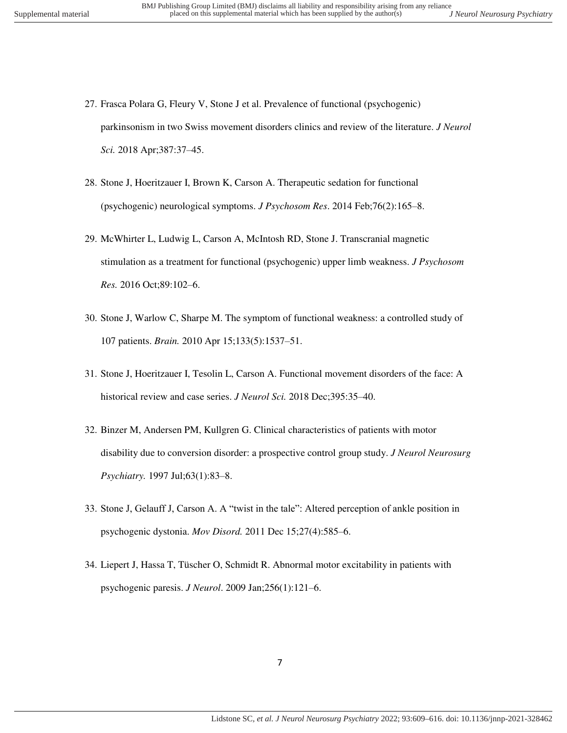27. Frasca Polara G, Fleury V, Stone J et al. Prevalence of functional (psychogenic) parkinsonism in two Swiss movement disorders clinics and review of the literature. *J Neurol Sci.* 2018 Apr;387:37–45.

28. Stone J, Hoeritzauer I, Brown K, Carson A. Therapeutic sedation for functional (psychogenic) neurological symptoms. *J Psychosom Res*. 2014 Feb;76(2):165–8.

29. McWhirter L, Ludwig L, Carson A, McIntosh RD, Stone J. Transcranial magnetic stimulation as a treatment for functional (psychogenic) upper limb weakness. *J Psychosom Res.* 2016 Oct;89:102–6.

30. Stone J, Warlow C, Sharpe M. The symptom of functional weakness: a controlled study of 107 patients. *Brain.* 2010 Apr 15;133(5):1537–51.

31. Stone J, Hoeritzauer I, Tesolin L, Carson A. Functional movement disorders of the face: A historical review and case series. *J Neurol Sci.* 2018 Dec;395:35–40.

32. Binzer M, Andersen PM, Kullgren G. Clinical characteristics of patients with motor disability due to conversion disorder: a prospective control group study. *J Neurol Neurosurg Psychiatry.* 1997 Jul;63(1):83–8.

33. Stone J, Gelauff J, Carson A. A "twist in the tale": Altered perception of ankle position in psychogenic dystonia. *Mov Disord.* 2011 Dec 15;27(4):585–6.

34. Liepert J, Hassa T, Tüscher O, Schmidt R. Abnormal motor excitability in patients with psychogenic paresis. *J Neurol*. 2009 Jan;256(1):121–6.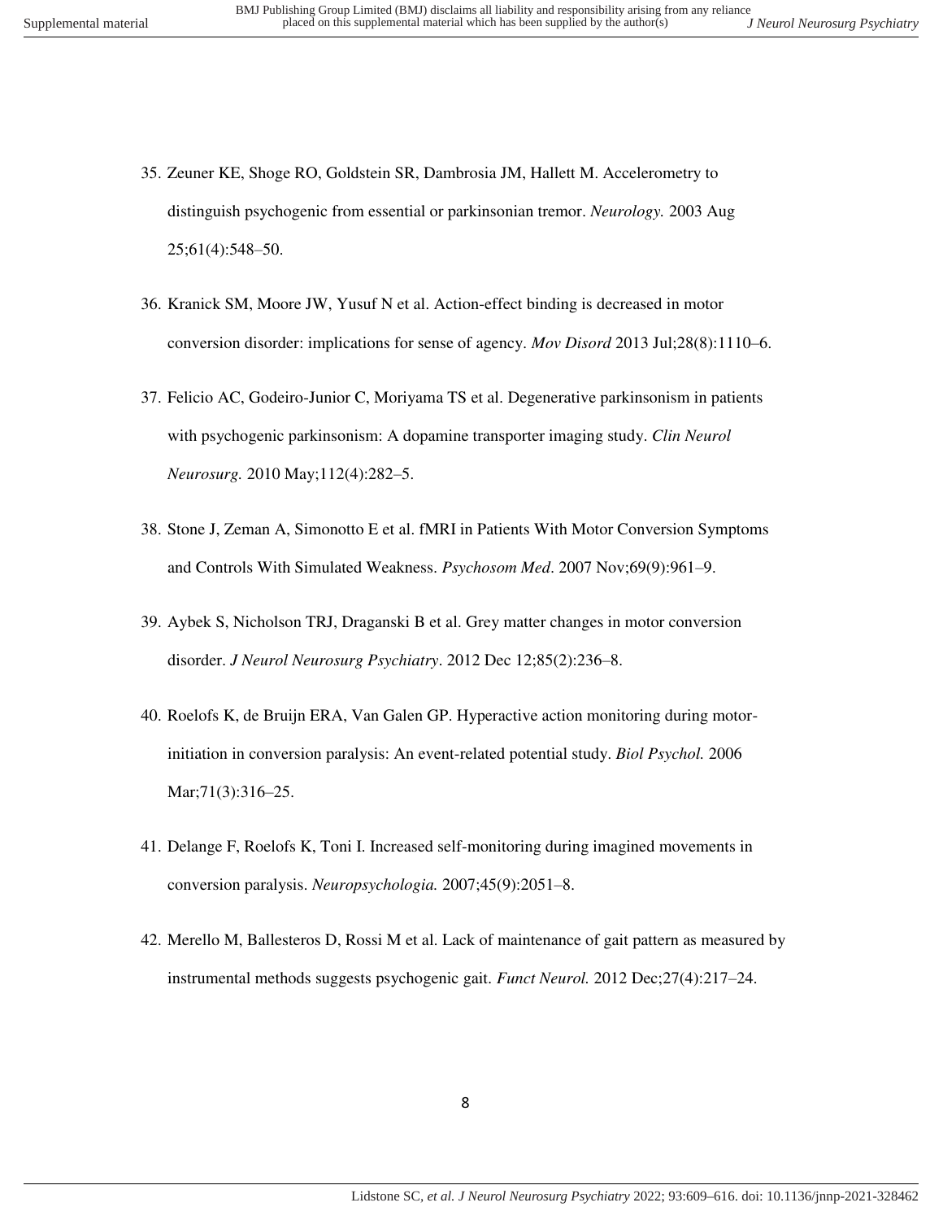35. Zeuner KE, Shoge RO, Goldstein SR, Dambrosia JM, Hallett M. Accelerometry to distinguish psychogenic from essential or parkinsonian tremor. *Neurology.* 2003 Aug 25;61(4):548–50.

36. Kranick SM, Moore JW, Yusuf N et al. Action-effect binding is decreased in motor conversion disorder: implications for sense of agency. *Mov Disord* 2013 Jul;28(8):1110–6.

37. Felicio AC, Godeiro-Junior C, Moriyama TS et al. Degenerative parkinsonism in patients with psychogenic parkinsonism: A dopamine transporter imaging study. *Clin Neurol Neurosurg.* 2010 May;112(4):282–5.

38. Stone J, Zeman A, Simonotto E et al. fMRI in Patients With Motor Conversion Symptoms and Controls With Simulated Weakness. *Psychosom Med*. 2007 Nov;69(9):961–9.

39. Aybek S, Nicholson TRJ, Draganski B et al. Grey matter changes in motor conversion disorder. *J Neurol Neurosurg Psychiatry*. 2012 Dec 12;85(2):236–8.

40. Roelofs K, de Bruijn ERA, Van Galen GP. Hyperactive action monitoring during motor-initiation in conversion paralysis: An event-related potential study. *Biol Psychol.* 2006 Mar;71(3):316–25.

41. Delange F, Roelofs K, Toni I. Increased self-monitoring during imagined movements in conversion paralysis. *Neuropsychologia.* 2007;45(9):2051–8.

42. Merello M, Ballesteros D, Rossi M et al. Lack of maintenance of gait pattern as measured by instrumental methods suggests psychogenic gait. *Funct Neurol.* 2012 Dec;27(4):217–24.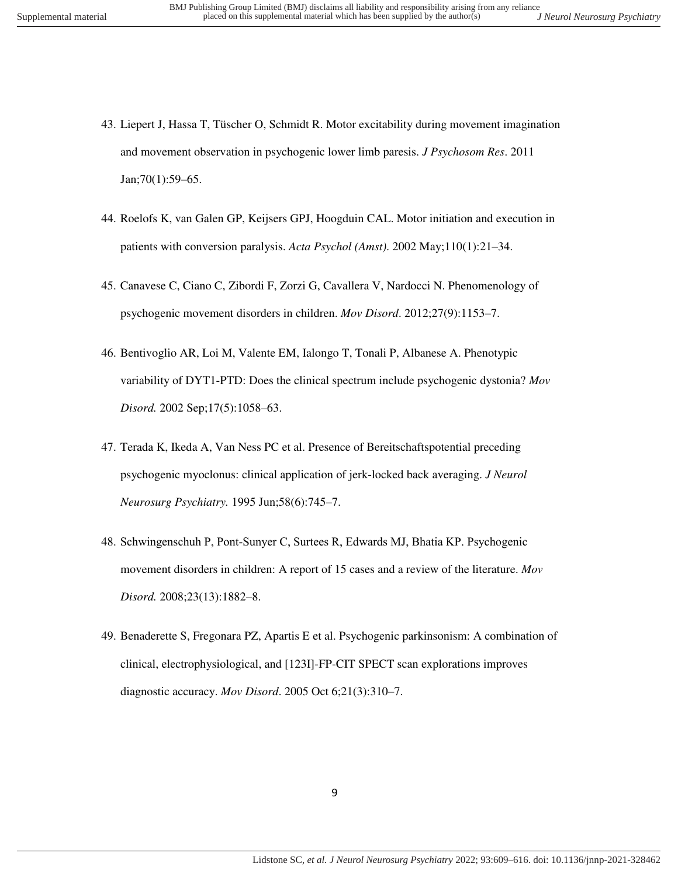43. Liepert J, Hassa T, Tüscher O, Schmidt R. Motor excitability during movement imagination and movement observation in psychogenic lower limb paresis. *J Psychosom Res*. 2011 Jan;70(1):59–65.

44. Roelofs K, van Galen GP, Keijsers GPJ, Hoogduin CAL. Motor initiation and execution in patients with conversion paralysis. *Acta Psychol (Amst)*. 2002 May;110(1):21–34.

45. Canavese C, Ciano C, Zibordi F, Zorzi G, Cavallera V, Nardocci N. Phenomenology of psychogenic movement disorders in children. *Mov Disord*. 2012;27(9):1153–7.

46. Bentivoglio AR, Loi M, Valente EM, Ialongo T, Tonali P, Albanese A. Phenotypic variability of DYT1-PTD: Does the clinical spectrum include psychogenic dystonia? *Mov Disord.* 2002 Sep;17(5):1058–63.

47. Terada K, Ikeda A, Van Ness PC et al. Presence of Bereitschaftspotential preceding psychogenic myoclonus: clinical application of jerk-locked back averaging. *J Neurol Neurosurg Psychiatry.* 1995 Jun;58(6):745–7.

48. Schwingenschuh P, Pont-Sunyer C, Surtees R, Edwards MJ, Bhatia KP. Psychogenic movement disorders in children: A report of 15 cases and a review of the literature. *Mov Disord.* 2008;23(13):1882–8.

49. Benaderette S, Fregonara PZ, Apartis E et al. Psychogenic parkinsonism: A combination of clinical, electrophysiological, and [123I]-FP-CIT SPECT scan explorations improves diagnostic accuracy. *Mov Disord*. 2005 Oct 6;21(3):310–7.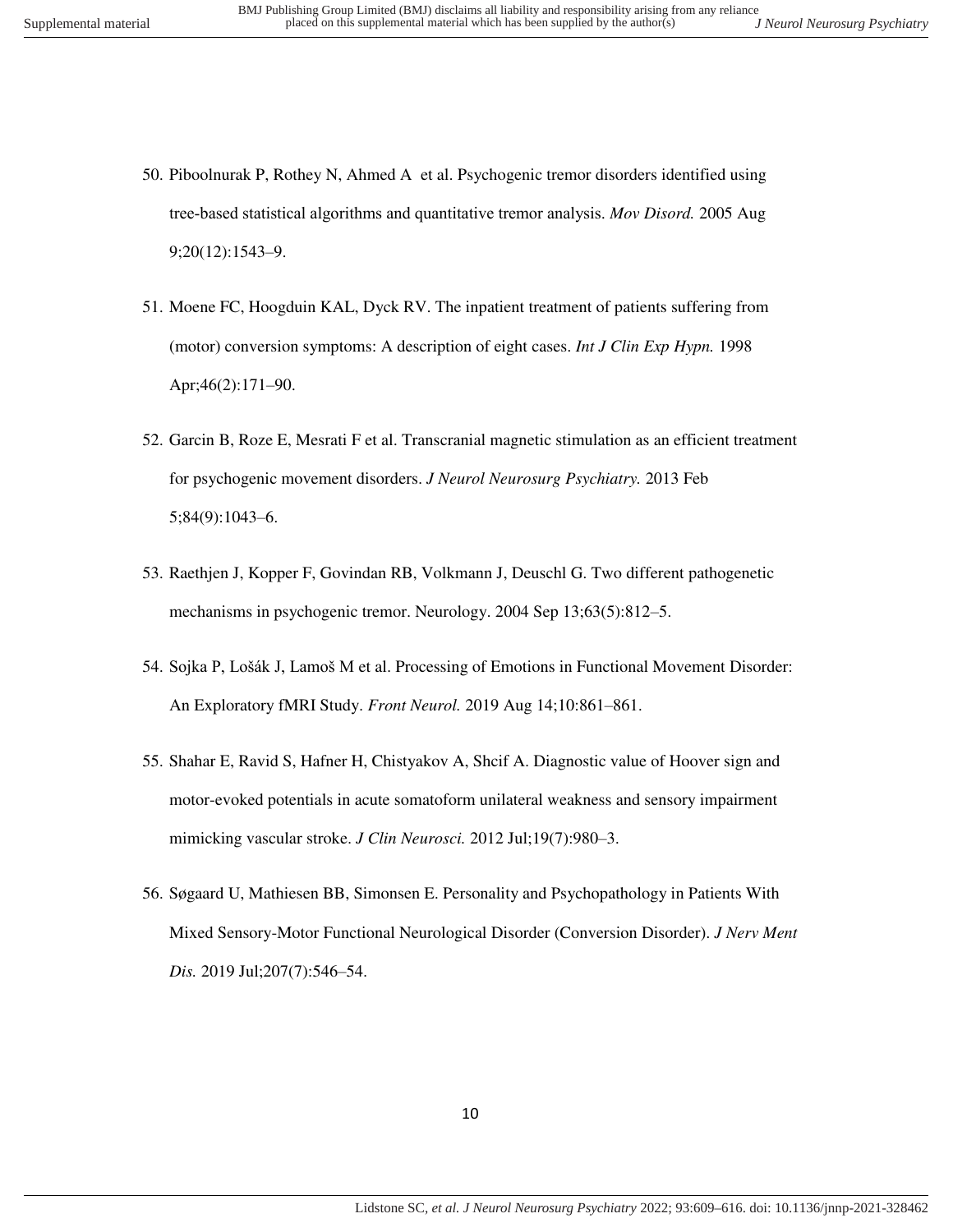50. Piboolnurak P, Rothey N, Ahmed A  et al. Psychogenic tremor disorders identified using tree-based statistical algorithms and quantitative tremor analysis. *Mov Disord.* 2005 Aug 9;20(12):1543–9.

51. Moene FC, Hoogduin KAL, Dyck RV. The inpatient treatment of patients suffering from (motor) conversion symptoms: A description of eight cases. *Int J Clin Exp Hypn.* 1998 Apr;46(2):171–90.

52. Garcin B, Roze E, Mesrati F et al. Transcranial magnetic stimulation as an efficient treatment for psychogenic movement disorders. *J Neurol Neurosurg Psychiatry.* 2013 Feb 5;84(9):1043–6.

53. Raethjen J, Kopper F, Govindan RB, Volkmann J, Deuschl G. Two different pathogenetic mechanisms in psychogenic tremor. Neurology. 2004 Sep 13;63(5):812–5.

54. Sojka P, Lošák J, Lamoš M et al. Processing of Emotions in Functional Movement Disorder: An Exploratory fMRI Study. *Front Neurol.* 2019 Aug 14;10:861–861.

55. Shahar E, Ravid S, Hafner H, Chistyakov A, Shcif A. Diagnostic value of Hoover sign and motor-evoked potentials in acute somatoform unilateral weakness and sensory impairment mimicking vascular stroke. *J Clin Neurosci.* 2012 Jul;19(7):980–3.

56. Søgaard U, Mathiesen BB, Simonsen E. Personality and Psychopathology in Patients With Mixed Sensory-Motor Functional Neurological Disorder (Conversion Disorder). *J Nerv Ment Dis.* 2019 Jul;207(7):546–54.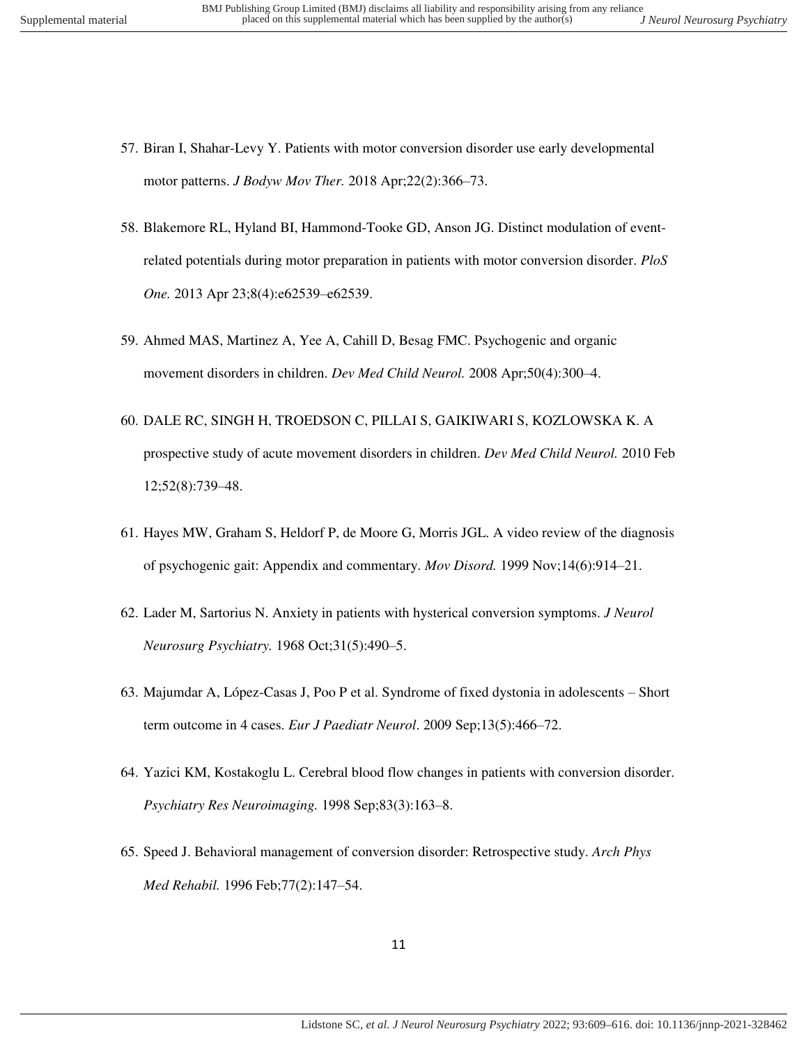57. Biran I, Shahar-Levy Y. Patients with motor conversion disorder use early developmental motor patterns. *J Bodyw Mov Ther.* 2018 Apr;22(2):366–73.

58. Blakemore RL, Hyland BI, Hammond-Tooke GD, Anson JG. Distinct modulation of event-related potentials during motor preparation in patients with motor conversion disorder. *PloS One.* 2013 Apr 23;8(4):e62539–e62539.

59. Ahmed MAS, Martinez A, Yee A, Cahill D, Besag FMC. Psychogenic and organic movement disorders in children. *Dev Med Child Neurol.* 2008 Apr;50(4):300–4.

60. DALE RC, SINGH H, TROEDSON C, PILLAI S, GAIKIWARI S, KOZLOWSKA K. A prospective study of acute movement disorders in children. *Dev Med Child Neurol.* 2010 Feb 12;52(8):739–48.

61. Hayes MW, Graham S, Heldorf P, de Moore G, Morris JGL. A video review of the diagnosis of psychogenic gait: Appendix and commentary. *Mov Disord.* 1999 Nov;14(6):914–21.

62. Lader M, Sartorius N. Anxiety in patients with hysterical conversion symptoms. *J Neurol Neurosurg Psychiatry.* 1968 Oct;31(5):490–5.

63. Majumdar A, López-Casas J, Poo P et al. Syndrome of fixed dystonia in adolescents – Short term outcome in 4 cases. *Eur J Paediatr Neurol*. 2009 Sep;13(5):466–72.

64. Yazici KM, Kostakoglu L. Cerebral blood flow changes in patients with conversion disorder. *Psychiatry Res Neuroimaging.* 1998 Sep;83(3):163–8.

65. Speed J. Behavioral management of conversion disorder: Retrospective study. *Arch Phys Med Rehabil.* 1996 Feb;77(2):147–54.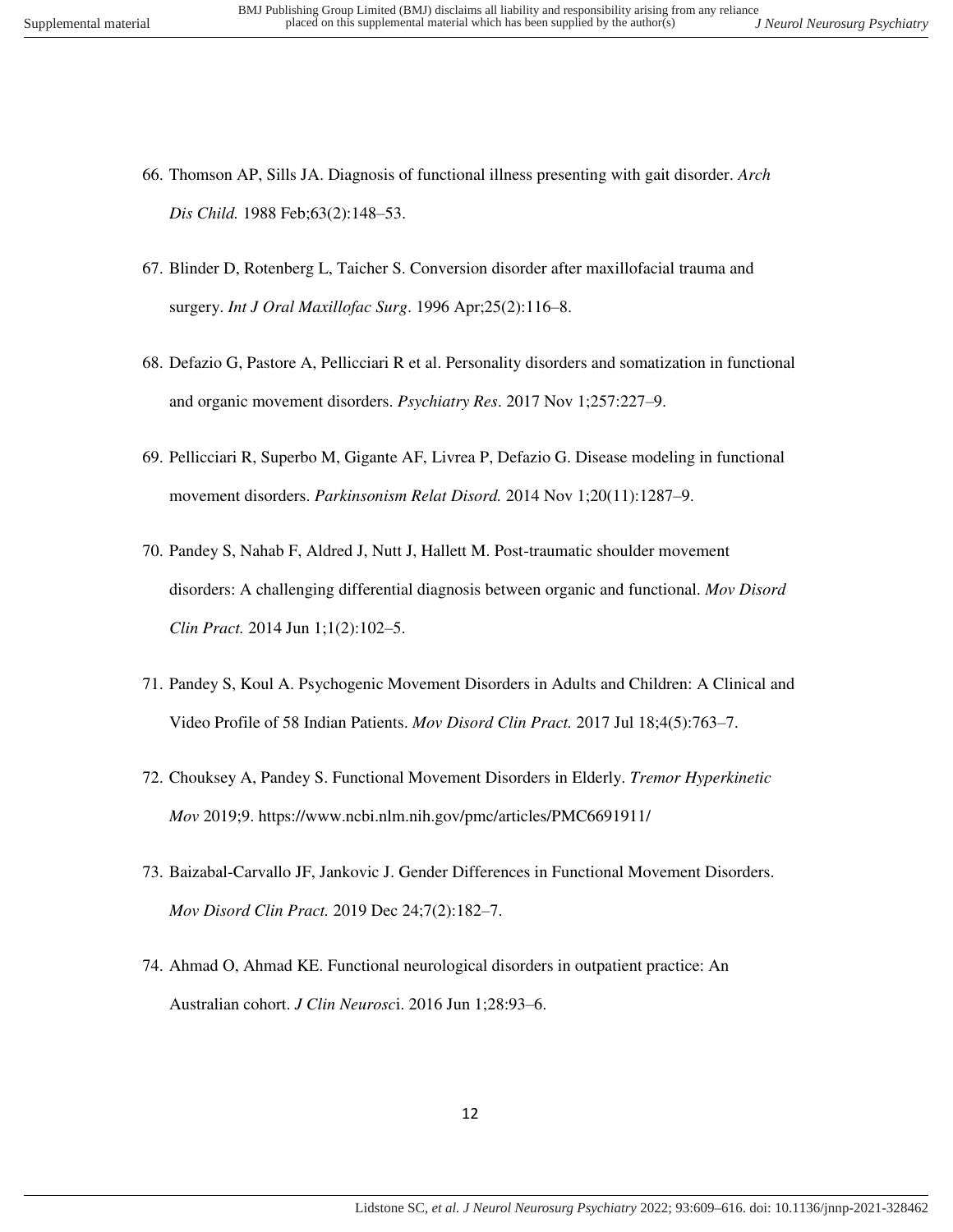66. Thomson AP, Sills JA. Diagnosis of functional illness presenting with gait disorder. *Arch Dis Child.* 1988 Feb;63(2):148–53.

67. Blinder D, Rotenberg L, Taicher S. Conversion disorder after maxillofacial trauma and surgery. *Int J Oral Maxillofac Surg*. 1996 Apr;25(2):116–8.

68. Defazio G, Pastore A, Pellicciari R et al. Personality disorders and somatization in functional and organic movement disorders. *Psychiatry Res*. 2017 Nov 1;257:227–9.

69. Pellicciari R, Superbo M, Gigante AF, Livrea P, Defazio G. Disease modeling in functional movement disorders. *Parkinsonism Relat Disord.* 2014 Nov 1;20(11):1287–9.

70. Pandey S, Nahab F, Aldred J, Nutt J, Hallett M. Post-traumatic shoulder movement disorders: A challenging differential diagnosis between organic and functional. *Mov Disord Clin Pract.* 2014 Jun 1;1(2):102–5.

71. Pandey S, Koul A. Psychogenic Movement Disorders in Adults and Children: A Clinical and Video Profile of 58 Indian Patients. *Mov Disord Clin Pract.* 2017 Jul 18;4(5):763–7.

72. Chouksey A, Pandey S. Functional Movement Disorders in Elderly. *Tremor Hyperkinetic Mov* 2019;9. https://www.ncbi.nlm.nih.gov/pmc/articles/PMC6691911/

73. Baizabal-Carvallo JF, Jankovic J. Gender Differences in Functional Movement Disorders. *Mov Disord Clin Pract.* 2019 Dec 24;7(2):182–7.

74. Ahmad O, Ahmad KE. Functional neurological disorders in outpatient practice: An Australian cohort. *J Clin Neurosc*i. 2016 Jun 1;28:93–6.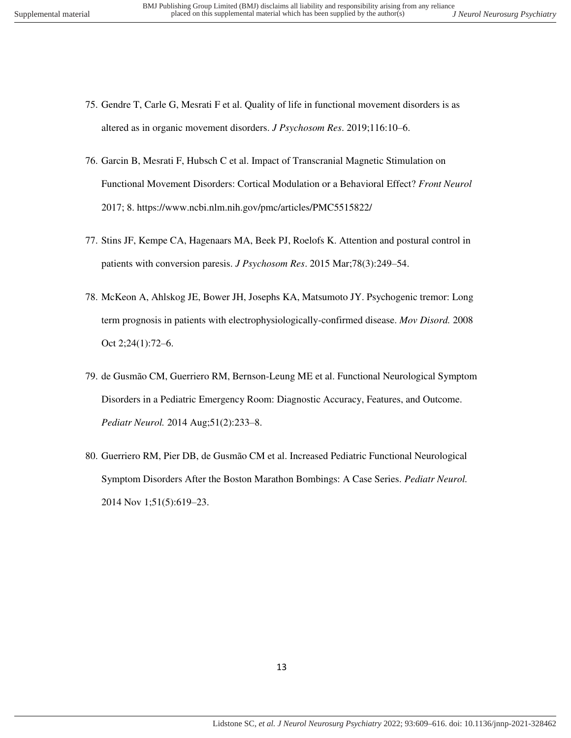75. Gendre T, Carle G, Mesrati F et al. Quality of life in functional movement disorders is as altered as in organic movement disorders. *J Psychosom Res*. 2019;116:10–6.

76. Garcin B, Mesrati F, Hubsch C et al. Impact of Transcranial Magnetic Stimulation on Functional Movement Disorders: Cortical Modulation or a Behavioral Effect? *Front Neurol* 2017; 8. https://www.ncbi.nlm.nih.gov/pmc/articles/PMC5515822/

77. Stins JF, Kempe CA, Hagenaars MA, Beek PJ, Roelofs K. Attention and postural control in patients with conversion paresis. *J Psychosom Res*. 2015 Mar;78(3):249–54.

78. McKeon A, Ahlskog JE, Bower JH, Josephs KA, Matsumoto JY. Psychogenic tremor: Long term prognosis in patients with electrophysiologically-confirmed disease. *Mov Disord.* 2008 Oct 2;24(1):72–6.

79. de Gusmão CM, Guerriero RM, Bernson-Leung ME et al. Functional Neurological Symptom Disorders in a Pediatric Emergency Room: Diagnostic Accuracy, Features, and Outcome. *Pediatr Neurol.* 2014 Aug;51(2):233–8.

80. Guerriero RM, Pier DB, de Gusmão CM et al. Increased Pediatric Functional Neurological Symptom Disorders After the Boston Marathon Bombings: A Case Series. *Pediatr Neurol.* 2014 Nov 1;51(5):619–23.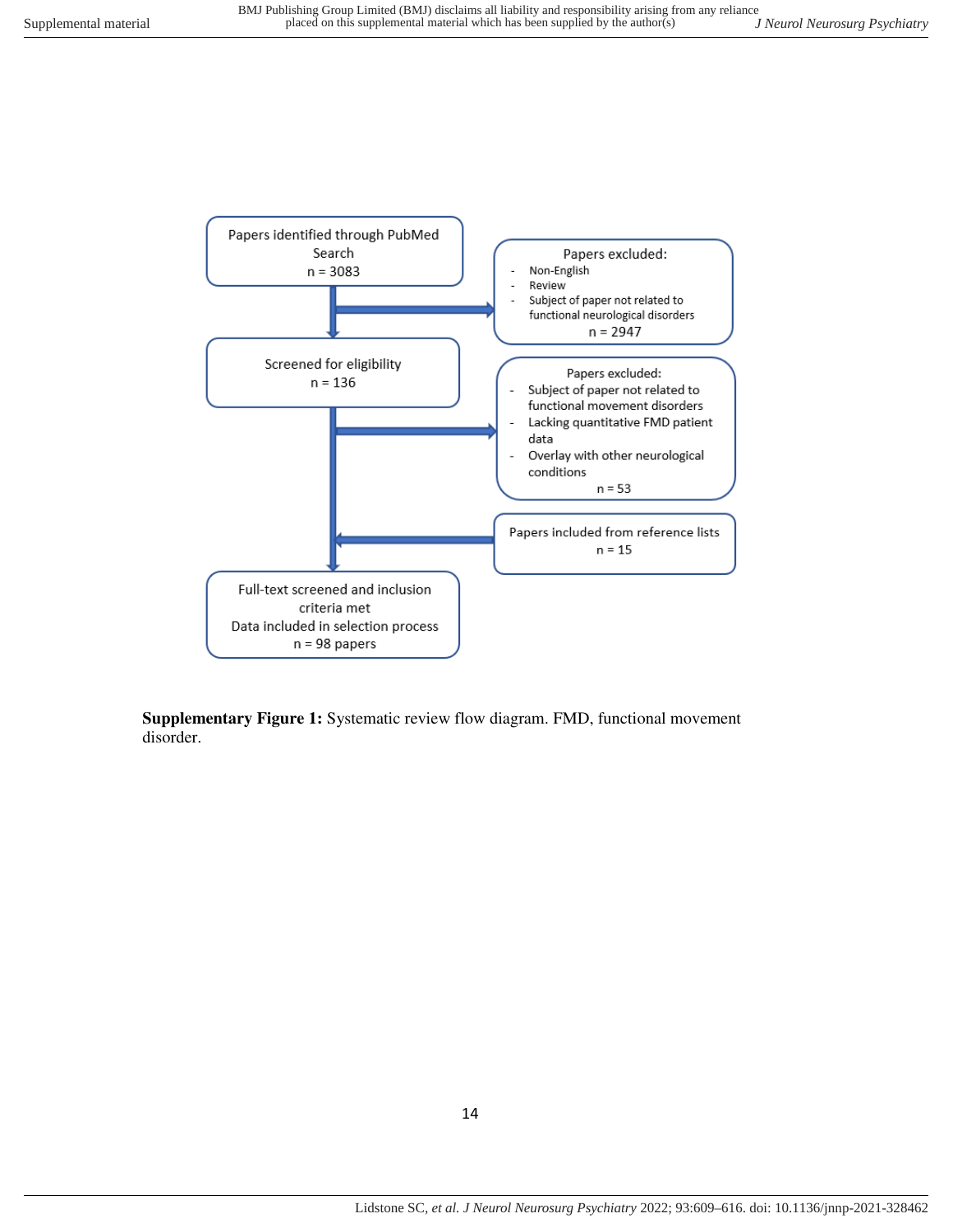Papers identified through PubMed Search
n = 3083

Papers excluded:
- Non-English
- Review
- Subject of paper not related to functional neurological disorders
n = 2947

Screened for eligibility
n = 136

Papers excluded:
- Subject of paper not related to functional movement disorders
- Lacking quantitative FMD patient data
- Overlay with other neurological conditions
n = 53

Papers included from reference lists
n = 15

Full-text screened and inclusion criteria met
Data included in selection process
n = 98 papers

**Supplementary Figure 1:** Systematic review flow diagram. FMD, functional movement disorder.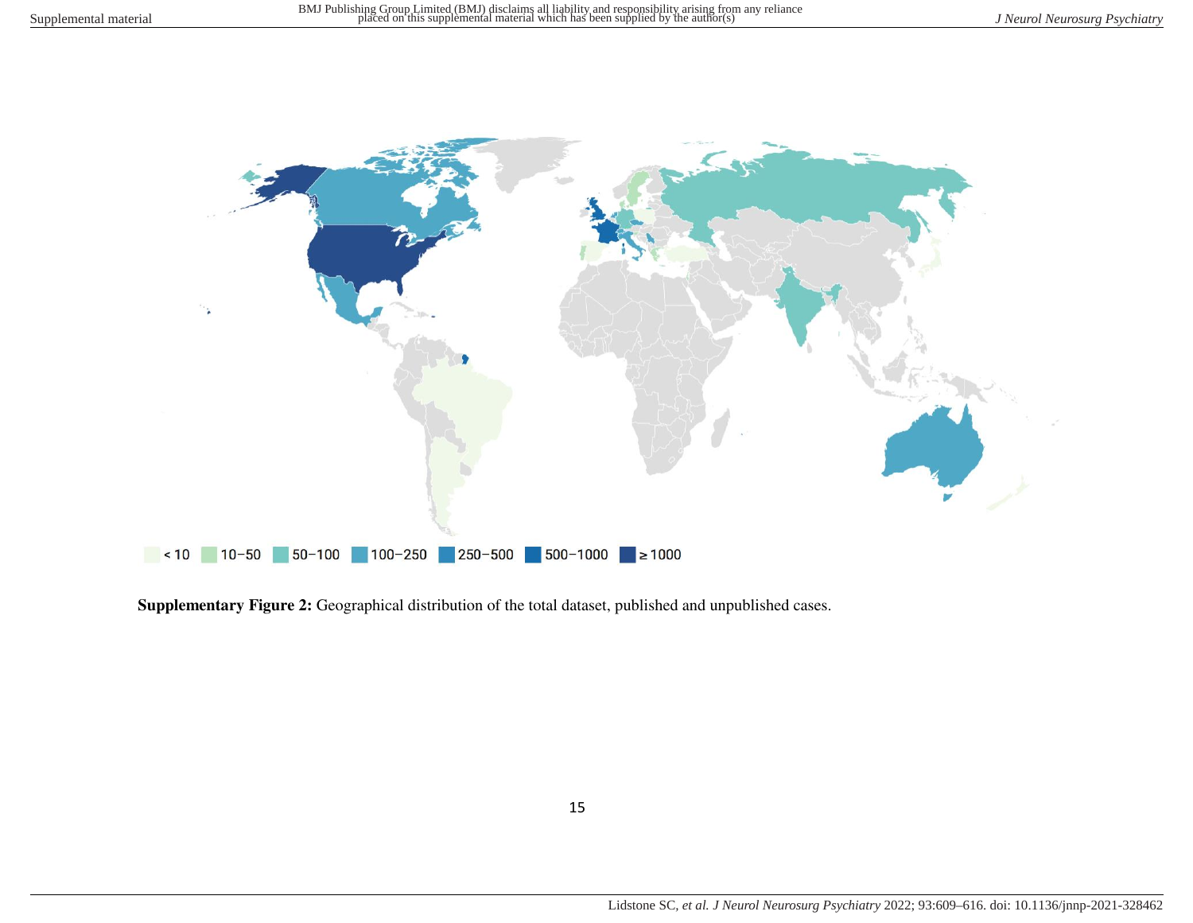< 10 10–50 50–100 100–250 250–500 500–1000 ≥ 1000

**Supplementary Figure 2:** Geographical distribution of the total dataset, published and unpublished cases.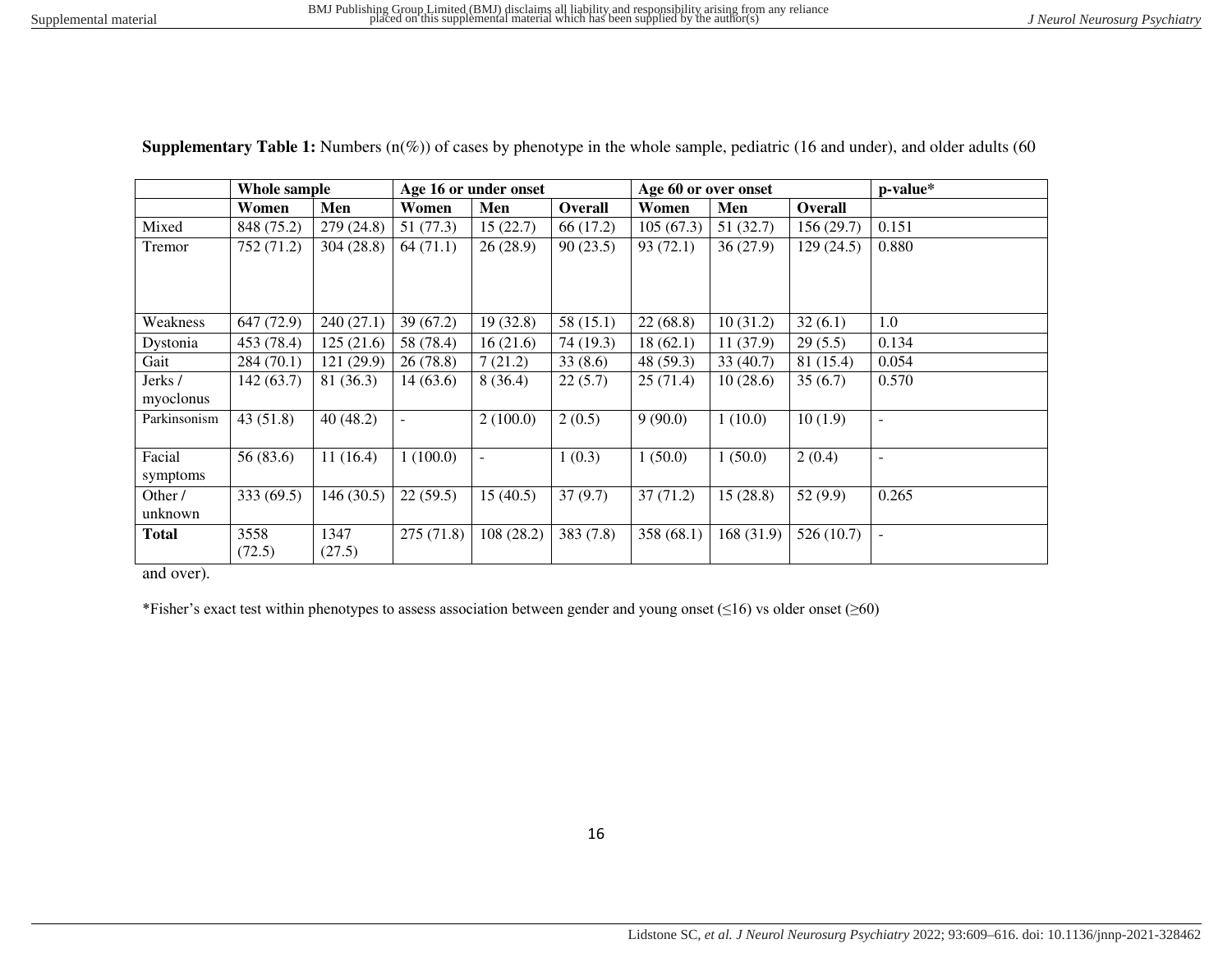**Supplementary Table 1:** Numbers (n(%)) of cases by phenotype in the whole sample, pediatric (16 and under), and older adults (60 and over).

| | Whole sample | | Age 16 or under onset | | | Age 60 or over onset | | | p-value* |
|---|---|---|---|---|---|---|---|---|---|
| | **Women** | **Men** | **Women** | **Men** | **Overall** | **Women** | **Men** | **Overall** | |
| Mixed | 848 (75.2) | 279 (24.8) | 51 (77.3) | 15 (22.7) | 66 (17.2) | 105 (67.3) | 51 (32.7) | 156 (29.7) | 0.151 |
| Tremor | 752 (71.2) | 304 (28.8) | 64 (71.1) | 26 (28.9) | 90 (23.5) | 93 (72.1) | 36 (27.9) | 129 (24.5) | 0.880 |
| Weakness | 647 (72.9) | 240 (27.1) | 39 (67.2) | 19 (32.8) | 58 (15.1) | 22 (68.8) | 10 (31.2) | 32 (6.1) | 1.0 |
| Dystonia | 453 (78.4) | 125 (21.6) | 58 (78.4) | 16 (21.6) | 74 (19.3) | 18 (62.1) | 11 (37.9) | 29 (5.5) | 0.134 |
| Gait | 284 (70.1) | 121 (29.9) | 26 (78.8) | 7 (21.2) | 33 (8.6) | 48 (59.3) | 33 (40.7) | 81 (15.4) | 0.054 |
| Jerks / myoclonus | 142 (63.7) | 81 (36.3) | 14 (63.6) | 8 (36.4) | 22 (5.7) | 25 (71.4) | 10 (28.6) | 35 (6.7) | 0.570 |
| Parkinsonism | 43 (51.8) | 40 (48.2) | - | 2 (100.0) | 2 (0.5) | 9 (90.0) | 1 (10.0) | 10 (1.9) | - |
| Facial symptoms | 56 (83.6) | 11 (16.4) | 1 (100.0) | - | 1 (0.3) | 1 (50.0) | 1 (50.0) | 2 (0.4) | - |
| Other / unknown | 333 (69.5) | 146 (30.5) | 22 (59.5) | 15 (40.5) | 37 (9.7) | 37 (71.2) | 15 (28.8) | 52 (9.9) | 0.265 |
| **Total** | 3558 (72.5) | 1347 (27.5) | 275 (71.8) | 108 (28.2) | 383 (7.8) | 358 (68.1) | 168 (31.9) | 526 (10.7) | - |

*Fisher's exact test within phenotypes to assess association between gender and young onset (≤16) vs older onset (≥60)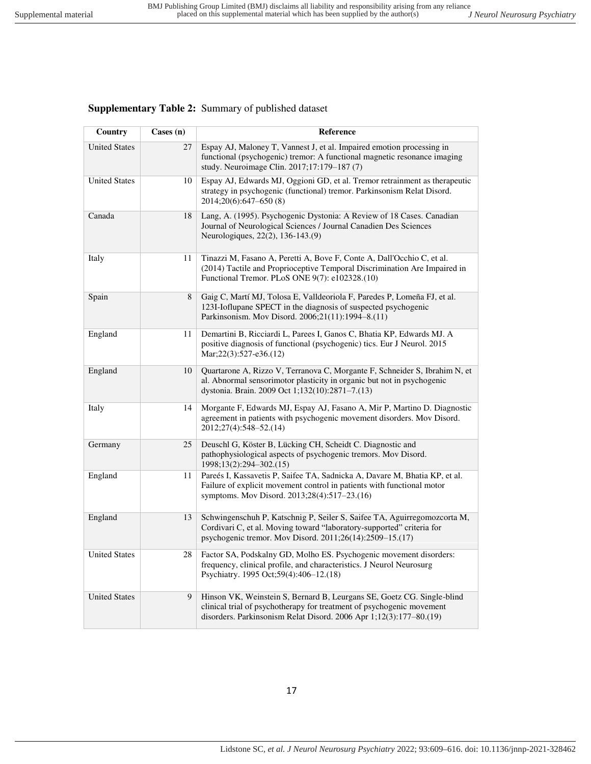**Supplementary Table 2:** Summary of published dataset

| Country | Cases (n) | Reference |
|---|---|---|
| United States | 27 | Espay AJ, Maloney T, Vannest J, et al. Impaired emotion processing in functional (psychogenic) tremor: A functional magnetic resonance imaging study. Neuroimage Clin. 2017;17:179–187 (7) |
| United States | 10 | Espay AJ, Edwards MJ, Oggioni GD, et al. Tremor retrainment as therapeutic strategy in psychogenic (functional) tremor. Parkinsonism Relat Disord. 2014;20(6):647–650 (8) |
| Canada | 18 | Lang, A. (1995). Psychogenic Dystonia: A Review of 18 Cases. Canadian Journal of Neurological Sciences / Journal Canadien Des Sciences Neurologiques, 22(2), 136-143.(9) |
| Italy | 11 | Tinazzi M, Fasano A, Peretti A, Bove F, Conte A, Dall'Occhio C, et al. (2014) Tactile and Proprioceptive Temporal Discrimination Are Impaired in Functional Tremor. PLoS ONE 9(7): e102328.(10) |
| Spain | 8 | Gaig C, Martí MJ, Tolosa E, Valldeoriola F, Paredes P, Lomeña FJ, et al. 123I-Ioflupane SPECT in the diagnosis of suspected psychogenic Parkinsonism. Mov Disord. 2006;21(11):1994–8.(11) |
| England | 11 | Demartini B, Ricciardi L, Parees I, Ganos C, Bhatia KP, Edwards MJ. A positive diagnosis of functional (psychogenic) tics. Eur J Neurol. 2015 Mar;22(3):527-e36.(12) |
| England | 10 | Quartarone A, Rizzo V, Terranova C, Morgante F, Schneider S, Ibrahim N, et al. Abnormal sensorimotor plasticity in organic but not in psychogenic dystonia. Brain. 2009 Oct 1;132(10):2871–7.(13) |
| Italy | 14 | Morgante F, Edwards MJ, Espay AJ, Fasano A, Mir P, Martino D. Diagnostic agreement in patients with psychogenic movement disorders. Mov Disord. 2012;27(4):548–52.(14) |
| Germany | 25 | Deuschl G, Köster B, Lücking CH, Scheidt C. Diagnostic and pathophysiological aspects of psychogenic tremors. Mov Disord. 1998;13(2):294–302.(15) |
| England | 11 | Pareés I, Kassavetis P, Saifee TA, Sadnicka A, Davare M, Bhatia KP, et al. Failure of explicit movement control in patients with functional motor symptoms. Mov Disord. 2013;28(4):517–23.(16) |
| England | 13 | Schwingenschuh P, Katschnig P, Seiler S, Saifee TA, Aguirregomozcorta M, Cordivari C, et al. Moving toward "laboratory-supported" criteria for psychogenic tremor. Mov Disord. 2011;26(14):2509–15.(17) |
| United States | 28 | Factor SA, Podskalny GD, Molho ES. Psychogenic movement disorders: frequency, clinical profile, and characteristics. J Neurol Neurosurg Psychiatry. 1995 Oct;59(4):406–12.(18) |
| United States | 9 | Hinson VK, Weinstein S, Bernard B, Leurgans SE, Goetz CG. Single-blind clinical trial of psychotherapy for treatment of psychogenic movement disorders. Parkinsonism Relat Disord. 2006 Apr 1;12(3):177–80.(19) |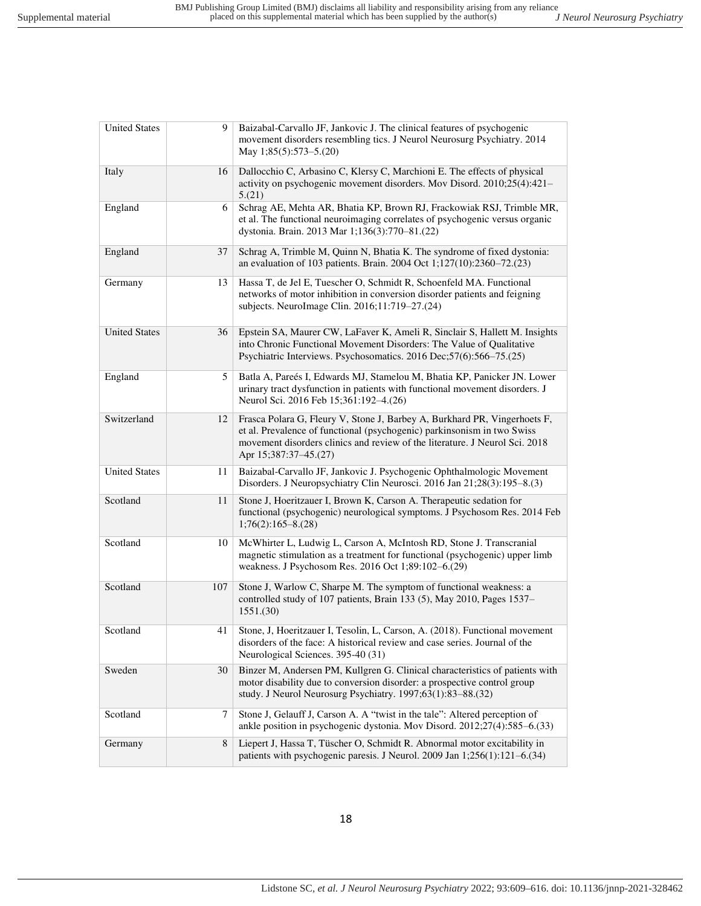| | | |
|---|---|---|
| United States | 9 | Baizabal-Carvallo JF, Jankovic J. The clinical features of psychogenic movement disorders resembling tics. J Neurol Neurosurg Psychiatry. 2014 May 1;85(5):573–5.(20) |
| Italy | 16 | Dallocchio C, Arbasino C, Klersy C, Marchioni E. The effects of physical activity on psychogenic movement disorders. Mov Disord. 2010;25(4):421–5.(21) |
| England | 6 | Schrag AE, Mehta AR, Bhatia KP, Brown RJ, Frackowiak RSJ, Trimble MR, et al. The functional neuroimaging correlates of psychogenic versus organic dystonia. Brain. 2013 Mar 1;136(3):770–81.(22) |
| England | 37 | Schrag A, Trimble M, Quinn N, Bhatia K. The syndrome of fixed dystonia: an evaluation of 103 patients. Brain. 2004 Oct 1;127(10):2360–72.(23) |
| Germany | 13 | Hassa T, de Jel E, Tuescher O, Schmidt R, Schoenfeld MA. Functional networks of motor inhibition in conversion disorder patients and feigning subjects. NeuroImage Clin. 2016;11:719–27.(24) |
| United States | 36 | Epstein SA, Maurer CW, LaFaver K, Ameli R, Sinclair S, Hallett M. Insights into Chronic Functional Movement Disorders: The Value of Qualitative Psychiatric Interviews. Psychosomatics. 2016 Dec;57(6):566–75.(25) |
| England | 5 | Batla A, Pareés I, Edwards MJ, Stamelou M, Bhatia KP, Panicker JN. Lower urinary tract dysfunction in patients with functional movement disorders. J Neurol Sci. 2016 Feb 15;361:192–4.(26) |
| Switzerland | 12 | Frasca Polara G, Fleury V, Stone J, Barbey A, Burkhard PR, Vingerhoets F, et al. Prevalence of functional (psychogenic) parkinsonism in two Swiss movement disorders clinics and review of the literature. J Neurol Sci. 2018 Apr 15;387:37–45.(27) |
| United States | 11 | Baizabal-Carvallo JF, Jankovic J. Psychogenic Ophthalmologic Movement Disorders. J Neuropsychiatry Clin Neurosci. 2016 Jan 21;28(3):195–8.(3) |
| Scotland | 11 | Stone J, Hoeritzauer I, Brown K, Carson A. Therapeutic sedation for functional (psychogenic) neurological symptoms. J Psychosom Res. 2014 Feb 1;76(2):165–8.(28) |
| Scotland | 10 | McWhirter L, Ludwig L, Carson A, McIntosh RD, Stone J. Transcranial magnetic stimulation as a treatment for functional (psychogenic) upper limb weakness. J Psychosom Res. 2016 Oct 1;89:102–6.(29) |
| Scotland | 107 | Stone J, Warlow C, Sharpe M. The symptom of functional weakness: a controlled study of 107 patients, Brain 133 (5), May 2010, Pages 1537–1551.(30) |
| Scotland | 41 | Stone, J, Hoeritzauer I, Tesolin, L, Carson, A. (2018). Functional movement disorders of the face: A historical review and case series. Journal of the Neurological Sciences. 395-40 (31) |
| Sweden | 30 | Binzer M, Andersen PM, Kullgren G. Clinical characteristics of patients with motor disability due to conversion disorder: a prospective control group study. J Neurol Neurosurg Psychiatry. 1997;63(1):83–88.(32) |
| Scotland | 7 | Stone J, Gelauff J, Carson A. A "twist in the tale": Altered perception of ankle position in psychogenic dystonia. Mov Disord. 2012;27(4):585–6.(33) |
| Germany | 8 | Liepert J, Hassa T, Tüscher O, Schmidt R. Abnormal motor excitability in patients with psychogenic paresis. J Neurol. 2009 Jan 1;256(1):121–6.(34) |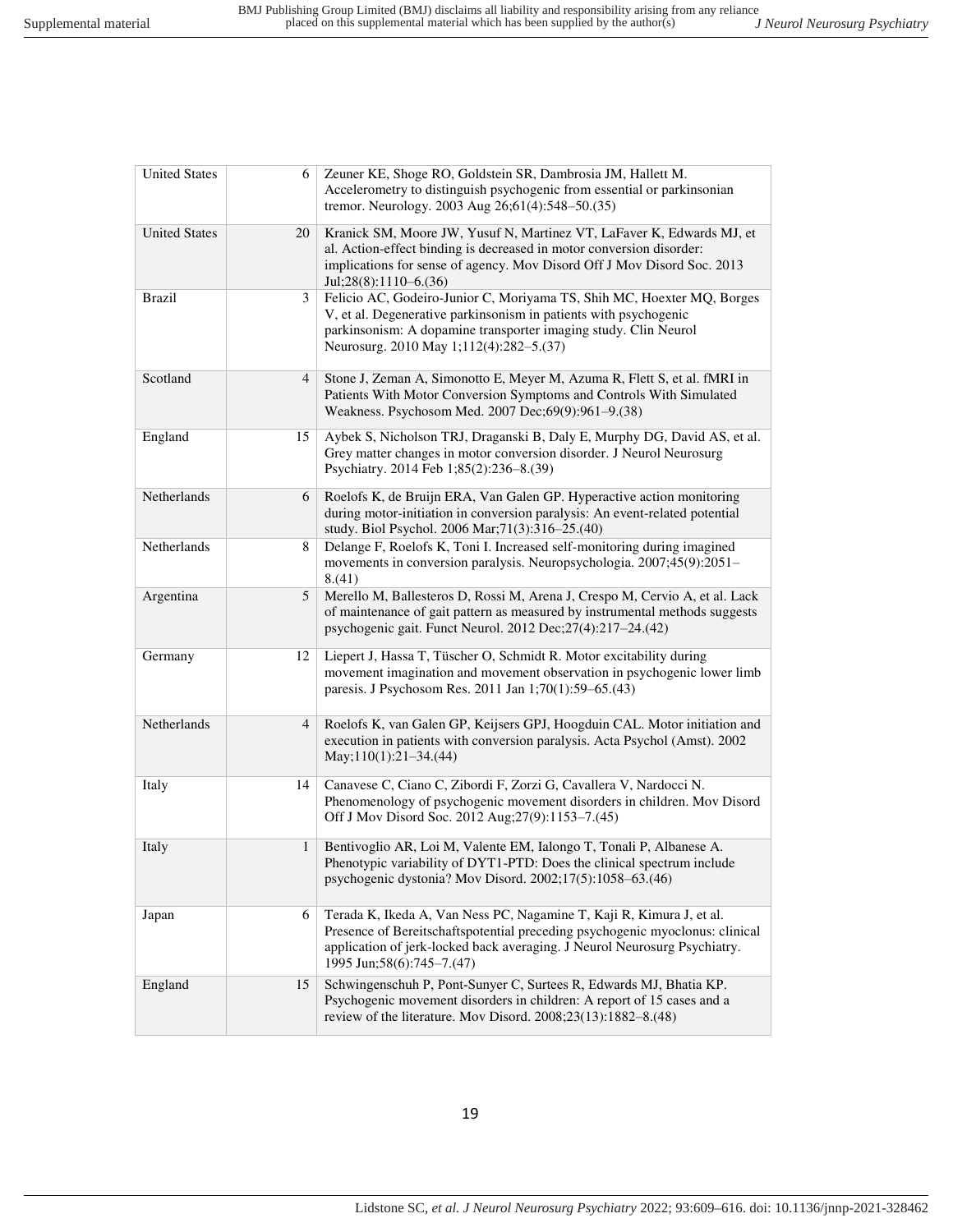| | | |
|---|---|---|
| United States | 6 | Zeuner KE, Shoge RO, Goldstein SR, Dambrosia JM, Hallett M. Accelerometry to distinguish psychogenic from essential or parkinsonian tremor. Neurology. 2003 Aug 26;61(4):548–50.(35) |
| United States | 20 | Kranick SM, Moore JW, Yusuf N, Martinez VT, LaFaver K, Edwards MJ, et al. Action-effect binding is decreased in motor conversion disorder: implications for sense of agency. Mov Disord Off J Mov Disord Soc. 2013 Jul;28(8):1110–6.(36) |
| Brazil | 3 | Felicio AC, Godeiro-Junior C, Moriyama TS, Shih MC, Hoexter MQ, Borges V, et al. Degenerative parkinsonism in patients with psychogenic parkinsonism: A dopamine transporter imaging study. Clin Neurol Neurosurg. 2010 May 1;112(4):282–5.(37) |
| Scotland | 4 | Stone J, Zeman A, Simonotto E, Meyer M, Azuma R, Flett S, et al. fMRI in Patients With Motor Conversion Symptoms and Controls With Simulated Weakness. Psychosom Med. 2007 Dec;69(9):961–9.(38) |
| England | 15 | Aybek S, Nicholson TRJ, Draganski B, Daly E, Murphy DG, David AS, et al. Grey matter changes in motor conversion disorder. J Neurol Neurosurg Psychiatry. 2014 Feb 1;85(2):236–8.(39) |
| Netherlands | 6 | Roelofs K, de Bruijn ERA, Van Galen GP. Hyperactive action monitoring during motor-initiation in conversion paralysis: An event-related potential study. Biol Psychol. 2006 Mar;71(3):316–25.(40) |
| Netherlands | 8 | Delange F, Roelofs K, Toni I. Increased self-monitoring during imagined movements in conversion paralysis. Neuropsychologia. 2007;45(9):2051–8.(41) |
| Argentina | 5 | Merello M, Ballesteros D, Rossi M, Arena J, Crespo M, Cervio A, et al. Lack of maintenance of gait pattern as measured by instrumental methods suggests psychogenic gait. Funct Neurol. 2012 Dec;27(4):217–24.(42) |
| Germany | 12 | Liepert J, Hassa T, Tüscher O, Schmidt R. Motor excitability during movement imagination and movement observation in psychogenic lower limb paresis. J Psychosom Res. 2011 Jan 1;70(1):59–65.(43) |
| Netherlands | 4 | Roelofs K, van Galen GP, Keijsers GPJ, Hoogduin CAL. Motor initiation and execution in patients with conversion paralysis. Acta Psychol (Amst). 2002 May;110(1):21–34.(44) |
| Italy | 14 | Canavese C, Ciano C, Zibordi F, Zorzi G, Cavallera V, Nardocci N. Phenomenology of psychogenic movement disorders in children. Mov Disord Off J Mov Disord Soc. 2012 Aug;27(9):1153–7.(45) |
| Italy | 1 | Bentivoglio AR, Loi M, Valente EM, Ialongo T, Tonali P, Albanese A. Phenotypic variability of DYT1-PTD: Does the clinical spectrum include psychogenic dystonia? Mov Disord. 2002;17(5):1058–63.(46) |
| Japan | 6 | Terada K, Ikeda A, Van Ness PC, Nagamine T, Kaji R, Kimura J, et al. Presence of Bereitschaftspotential preceding psychogenic myoclonus: clinical application of jerk-locked back averaging. J Neurol Neurosurg Psychiatry. 1995 Jun;58(6):745–7.(47) |
| England | 15 | Schwingenschuh P, Pont-Sunyer C, Surtees R, Edwards MJ, Bhatia KP. Psychogenic movement disorders in children: A report of 15 cases and a review of the literature. Mov Disord. 2008;23(13):1882–8.(48) |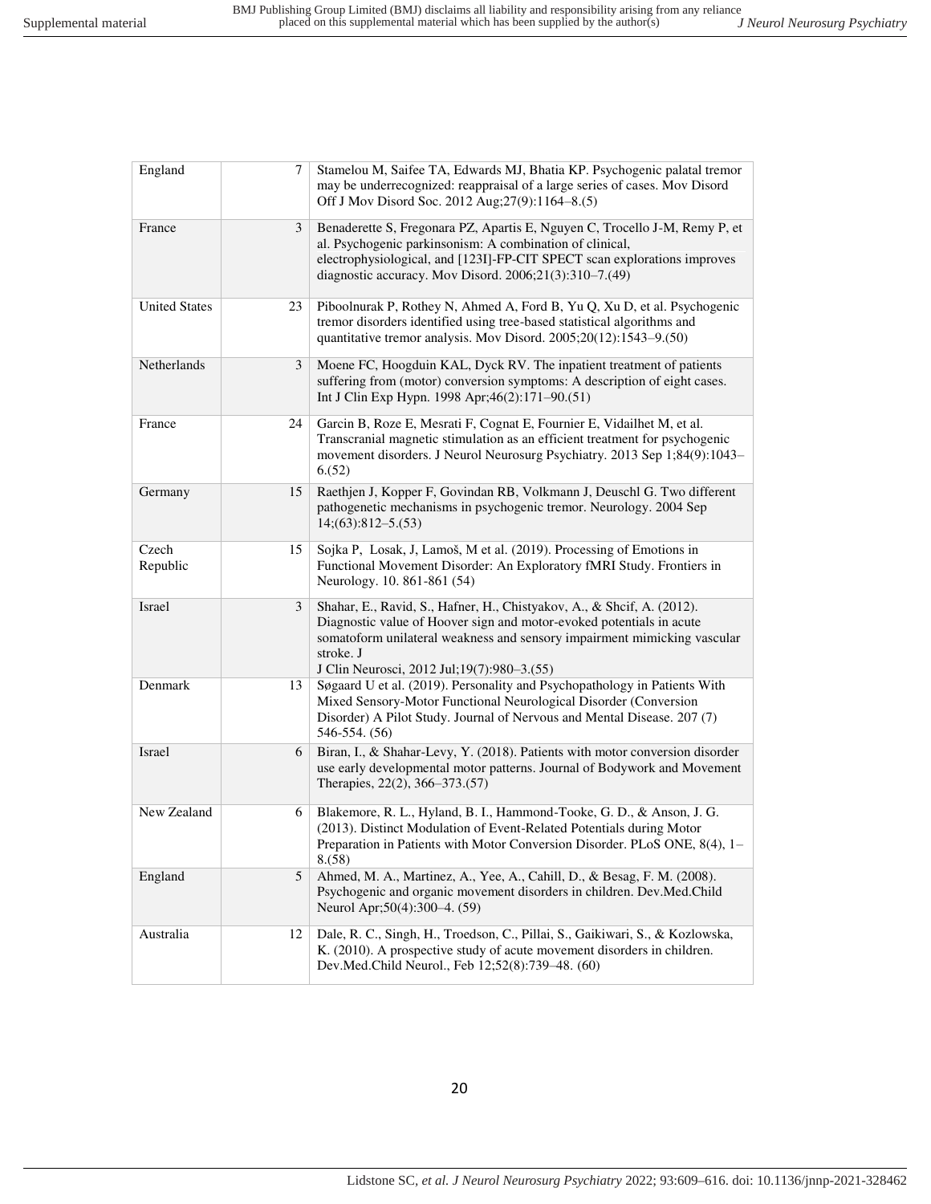| | | |
|---|---|---|
| England | 7 | Stamelou M, Saifee TA, Edwards MJ, Bhatia KP. Psychogenic palatal tremor may be underrecognized: reappraisal of a large series of cases. Mov Disord Off J Mov Disord Soc. 2012 Aug;27(9):1164–8.(5) |
| France | 3 | Benaderette S, Fregonara PZ, Apartis E, Nguyen C, Trocello J-M, Remy P, et al. Psychogenic parkinsonism: A combination of clinical, electrophysiological, and [123I]-FP-CIT SPECT scan explorations improves diagnostic accuracy. Mov Disord. 2006;21(3):310–7.(49) |
| United States | 23 | Piboolnurak P, Rothey N, Ahmed A, Ford B, Yu Q, Xu D, et al. Psychogenic tremor disorders identified using tree-based statistical algorithms and quantitative tremor analysis. Mov Disord. 2005;20(12):1543–9.(50) |
| Netherlands | 3 | Moene FC, Hoogduin KAL, Dyck RV. The inpatient treatment of patients suffering from (motor) conversion symptoms: A description of eight cases. Int J Clin Exp Hypn. 1998 Apr;46(2):171–90.(51) |
| France | 24 | Garcin B, Roze E, Mesrati F, Cognat E, Fournier E, Vidailhet M, et al. Transcranial magnetic stimulation as an efficient treatment for psychogenic movement disorders. J Neurol Neurosurg Psychiatry. 2013 Sep 1;84(9):1043–6.(52) |
| Germany | 15 | Raethjen J, Kopper F, Govindan RB, Volkmann J, Deuschl G. Two different pathogenetic mechanisms in psychogenic tremor. Neurology. 2004 Sep 14;(63):812–5.(53) |
| Czech Republic | 15 | Sojka P, Losak, J, Lamoš, M et al. (2019). Processing of Emotions in Functional Movement Disorder: An Exploratory fMRI Study. Frontiers in Neurology. 10. 861-861 (54) |
| Israel | 3 | Shahar, E., Ravid, S., Hafner, H., Chistyakov, A., & Shcif, A. (2012). Diagnostic value of Hoover sign and motor-evoked potentials in acute somatoform unilateral weakness and sensory impairment mimicking vascular stroke. J J Clin Neurosci, 2012 Jul;19(7):980–3.(55) |
| Denmark | 13 | Søgaard U et al. (2019). Personality and Psychopathology in Patients With Mixed Sensory-Motor Functional Neurological Disorder (Conversion Disorder) A Pilot Study. Journal of Nervous and Mental Disease. 207 (7) 546-554. (56) |
| Israel | 6 | Biran, I., & Shahar-Levy, Y. (2018). Patients with motor conversion disorder use early developmental motor patterns. Journal of Bodywork and Movement Therapies, 22(2), 366–373.(57) |
| New Zealand | 6 | Blakemore, R. L., Hyland, B. I., Hammond-Tooke, G. D., & Anson, J. G. (2013). Distinct Modulation of Event-Related Potentials during Motor Preparation in Patients with Motor Conversion Disorder. PLoS ONE, 8(4), 1–8.(58) |
| England | 5 | Ahmed, M. A., Martinez, A., Yee, A., Cahill, D., & Besag, F. M. (2008). Psychogenic and organic movement disorders in children. Dev.Med.Child Neurol Apr;50(4):300–4. (59) |
| Australia | 12 | Dale, R. C., Singh, H., Troedson, C., Pillai, S., Gaikiwari, S., & Kozlowska, K. (2010). A prospective study of acute movement disorders in children. Dev.Med.Child Neurol., Feb 12;52(8):739–48. (60) |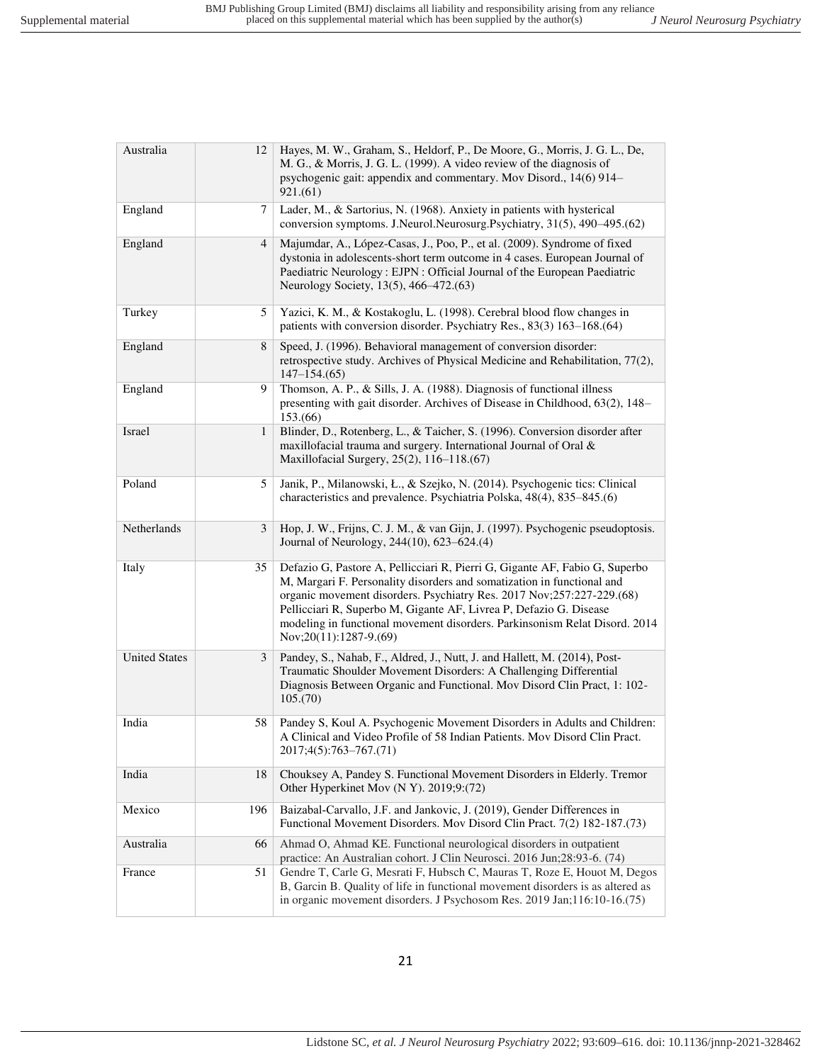| | | |
|---|---|---|
| Australia | 12 | Hayes, M. W., Graham, S., Heldorf, P., De Moore, G., Morris, J. G. L., De, M. G., & Morris, J. G. L. (1999). A video review of the diagnosis of psychogenic gait: appendix and commentary. Mov Disord., 14(6) 914–921.(61) |
| England | 7 | Lader, M., & Sartorius, N. (1968). Anxiety in patients with hysterical conversion symptoms. J.Neurol.Neurosurg.Psychiatry, 31(5), 490–495.(62) |
| England | 4 | Majumdar, A., López-Casas, J., Poo, P., et al. (2009). Syndrome of fixed dystonia in adolescents-short term outcome in 4 cases. European Journal of Paediatric Neurology : EJPN : Official Journal of the European Paediatric Neurology Society, 13(5), 466–472.(63) |
| Turkey | 5 | Yazici, K. M., & Kostakoglu, L. (1998). Cerebral blood flow changes in patients with conversion disorder. Psychiatry Res., 83(3) 163–168.(64) |
| England | 8 | Speed, J. (1996). Behavioral management of conversion disorder: retrospective study. Archives of Physical Medicine and Rehabilitation, 77(2), 147–154.(65) |
| England | 9 | Thomson, A. P., & Sills, J. A. (1988). Diagnosis of functional illness presenting with gait disorder. Archives of Disease in Childhood, 63(2), 148–153.(66) |
| Israel | 1 | Blinder, D., Rotenberg, L., & Taicher, S. (1996). Conversion disorder after maxillofacial trauma and surgery. International Journal of Oral & Maxillofacial Surgery, 25(2), 116–118.(67) |
| Poland | 5 | Janik, P., Milanowski, Ł., & Szejko, N. (2014). Psychogenic tics: Clinical characteristics and prevalence. Psychiatria Polska, 48(4), 835–845.(6) |
| Netherlands | 3 | Hop, J. W., Frijns, C. J. M., & van Gijn, J. (1997). Psychogenic pseudoptosis. Journal of Neurology, 244(10), 623–624.(4) |
| Italy | 35 | Defazio G, Pastore A, Pellicciari R, Pierri G, Gigante AF, Fabio G, Superbo M, Margari F. Personality disorders and somatization in functional and organic movement disorders. Psychiatry Res. 2017 Nov;257:227-229.(68) Pellicciari R, Superbo M, Gigante AF, Livrea P, Defazio G. Disease modeling in functional movement disorders. Parkinsonism Relat Disord. 2014 Nov;20(11):1287-9.(69) |
| United States | 3 | Pandey, S., Nahab, F., Aldred, J., Nutt, J. and Hallett, M. (2014), Post-Traumatic Shoulder Movement Disorders: A Challenging Differential Diagnosis Between Organic and Functional. Mov Disord Clin Pract, 1: 102-105.(70) |
| India | 58 | Pandey S, Koul A. Psychogenic Movement Disorders in Adults and Children: A Clinical and Video Profile of 58 Indian Patients. Mov Disord Clin Pract. 2017;4(5):763–767.(71) |
| India | 18 | Chouksey A, Pandey S. Functional Movement Disorders in Elderly. Tremor Other Hyperkinet Mov (N Y). 2019;9:(72) |
| Mexico | 196 | Baizabal-Carvallo, J.F. and Jankovic, J. (2019), Gender Differences in Functional Movement Disorders. Mov Disord Clin Pract. 7(2) 182-187.(73) |
| Australia | 66 | Ahmad O, Ahmad KE. Functional neurological disorders in outpatient practice: An Australian cohort. J Clin Neurosci. 2016 Jun;28:93-6. (74) |
| France | 51 | Gendre T, Carle G, Mesrati F, Hubsch C, Mauras T, Roze E, Houot M, Degos B, Garcin B. Quality of life in functional movement disorders is as altered as in organic movement disorders. J Psychosom Res. 2019 Jan;116:10-16.(75) |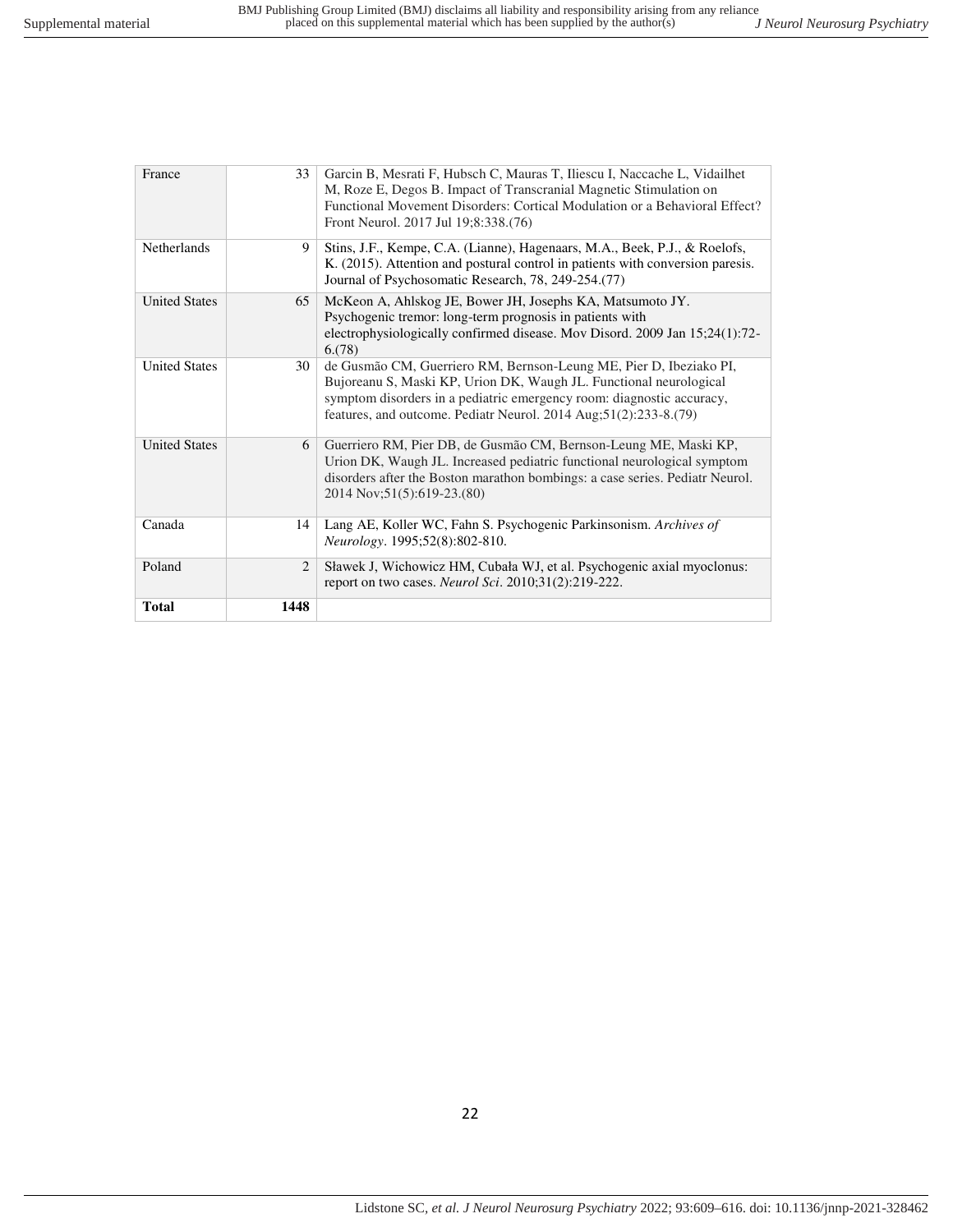| | | |
|---|---|---|
| France | 33 | Garcin B, Mesrati F, Hubsch C, Mauras T, Iliescu I, Naccache L, Vidailhet M, Roze E, Degos B. Impact of Transcranial Magnetic Stimulation on Functional Movement Disorders: Cortical Modulation or a Behavioral Effect? Front Neurol. 2017 Jul 19;8:338.(76) |
| Netherlands | 9 | Stins, J.F., Kempe, C.A. (Lianne), Hagenaars, M.A., Beek, P.J., & Roelofs, K. (2015). Attention and postural control in patients with conversion paresis. Journal of Psychosomatic Research, 78, 249-254.(77) |
| United States | 65 | McKeon A, Ahlskog JE, Bower JH, Josephs KA, Matsumoto JY. Psychogenic tremor: long-term prognosis in patients with electrophysiologically confirmed disease. Mov Disord. 2009 Jan 15;24(1):72-6.(78) |
| United States | 30 | de Gusmão CM, Guerriero RM, Bernson-Leung ME, Pier D, Ibeziako PI, Bujoreanu S, Maski KP, Urion DK, Waugh JL. Functional neurological symptom disorders in a pediatric emergency room: diagnostic accuracy, features, and outcome. Pediatr Neurol. 2014 Aug;51(2):233-8.(79) |
| United States | 6 | Guerriero RM, Pier DB, de Gusmão CM, Bernson-Leung ME, Maski KP, Urion DK, Waugh JL. Increased pediatric functional neurological symptom disorders after the Boston marathon bombings: a case series. Pediatr Neurol. 2014 Nov;51(5):619-23.(80) |
| Canada | 14 | Lang AE, Koller WC, Fahn S. Psychogenic Parkinsonism. *Archives of Neurology*. 1995;52(8):802-810. |
| Poland | 2 | Sławek J, Wichowicz HM, Cubała WJ, et al. Psychogenic axial myoclonus: report on two cases. *Neurol Sci*. 2010;31(2):219-222. |
| **Total** | **1448** | |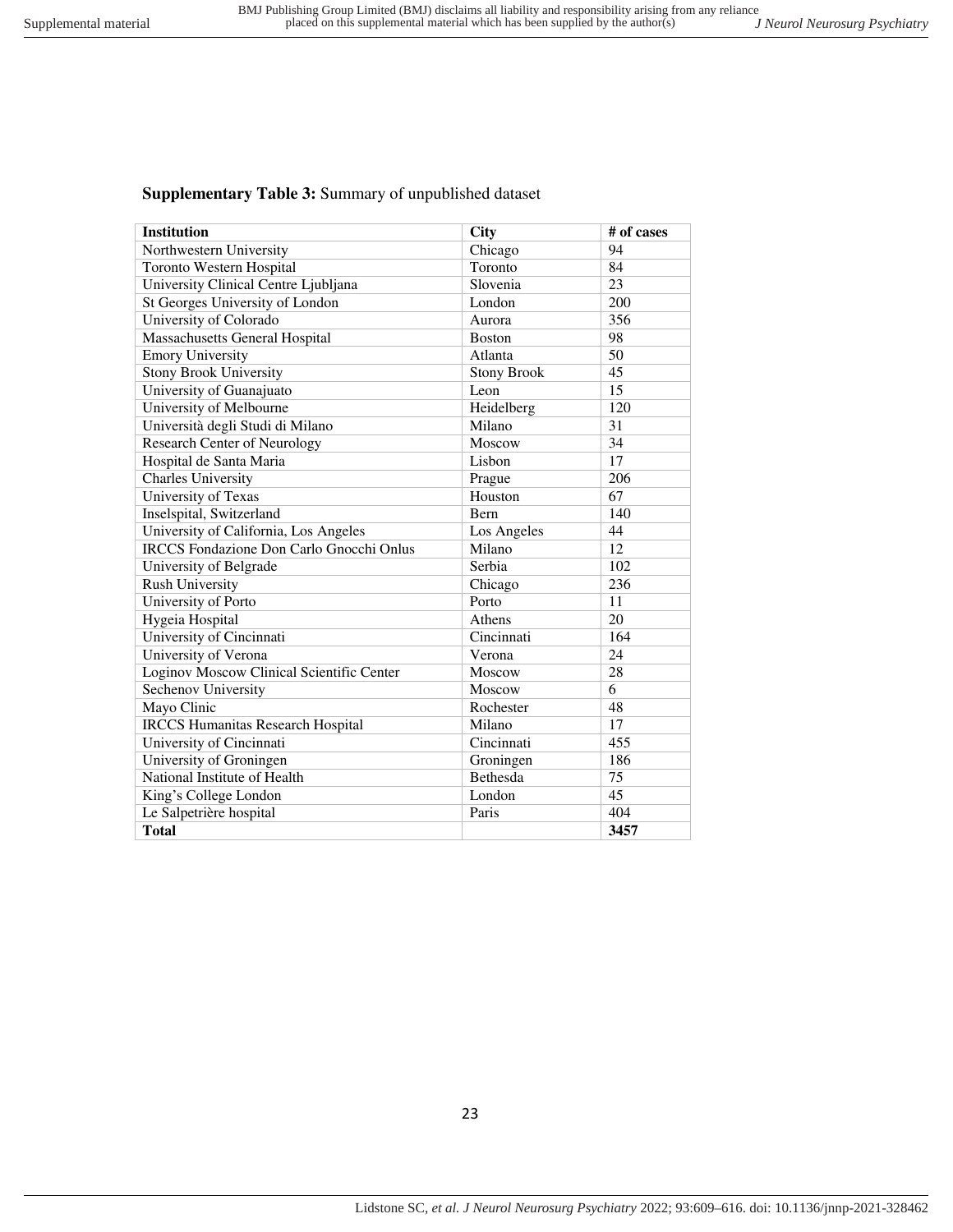**Supplementary Table 3:** Summary of unpublished dataset

| Institution | City | # of cases |
|---|---|---|
| Northwestern University | Chicago | 94 |
| Toronto Western Hospital | Toronto | 84 |
| University Clinical Centre Ljubljana | Slovenia | 23 |
| St Georges University of London | London | 200 |
| University of Colorado | Aurora | 356 |
| Massachusetts General Hospital | Boston | 98 |
| Emory University | Atlanta | 50 |
| Stony Brook University | Stony Brook | 45 |
| University of Guanajuato | Leon | 15 |
| University of Melbourne | Heidelberg | 120 |
| Università degli Studi di Milano | Milano | 31 |
| Research Center of Neurology | Moscow | 34 |
| Hospital de Santa Maria | Lisbon | 17 |
| Charles University | Prague | 206 |
| University of Texas | Houston | 67 |
| Inselspital, Switzerland | Bern | 140 |
| University of California, Los Angeles | Los Angeles | 44 |
| IRCCS Fondazione Don Carlo Gnocchi Onlus | Milano | 12 |
| University of Belgrade | Serbia | 102 |
| Rush University | Chicago | 236 |
| University of Porto | Porto | 11 |
| Hygeia Hospital | Athens | 20 |
| University of Cincinnati | Cincinnati | 164 |
| University of Verona | Verona | 24 |
| Loginov Moscow Clinical Scientific Center | Moscow | 28 |
| Sechenov University | Moscow | 6 |
| Mayo Clinic | Rochester | 48 |
| IRCCS Humanitas Research Hospital | Milano | 17 |
| University of Cincinnati | Cincinnati | 455 |
| University of Groningen | Groningen | 186 |
| National Institute of Health | Bethesda | 75 |
| King's College London | London | 45 |
| Le Salpetrière hospital | Paris | 404 |
| **Total** | | **3457** |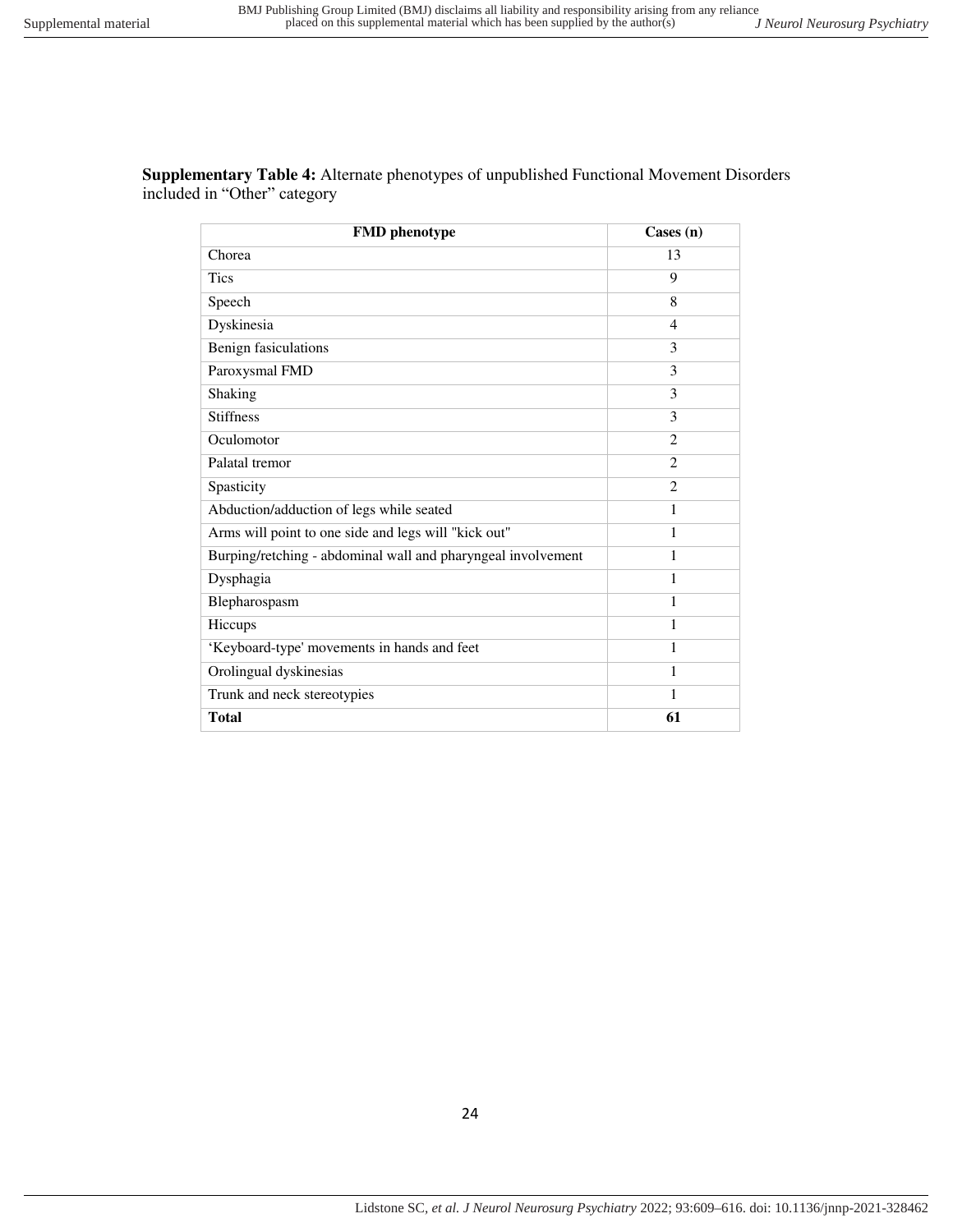**Supplementary Table 4:** Alternate phenotypes of unpublished Functional Movement Disorders included in "Other" category

| FMD phenotype | Cases (n) |
|---|---|
| Chorea | 13 |
| Tics | 9 |
| Speech | 8 |
| Dyskinesia | 4 |
| Benign fasiculations | 3 |
| Paroxysmal FMD | 3 |
| Shaking | 3 |
| Stiffness | 3 |
| Oculomotor | 2 |
| Palatal tremor | 2 |
| Spasticity | 2 |
| Abduction/adduction of legs while seated | 1 |
| Arms will point to one side and legs will "kick out" | 1 |
| Burping/retching - abdominal wall and pharyngeal involvement | 1 |
| Dysphagia | 1 |
| Blepharospasm | 1 |
| Hiccups | 1 |
| 'Keyboard-type' movements in hands and feet | 1 |
| Orolingual dyskinesias | 1 |
| Trunk and neck stereotypies | 1 |
| **Total** | **61** |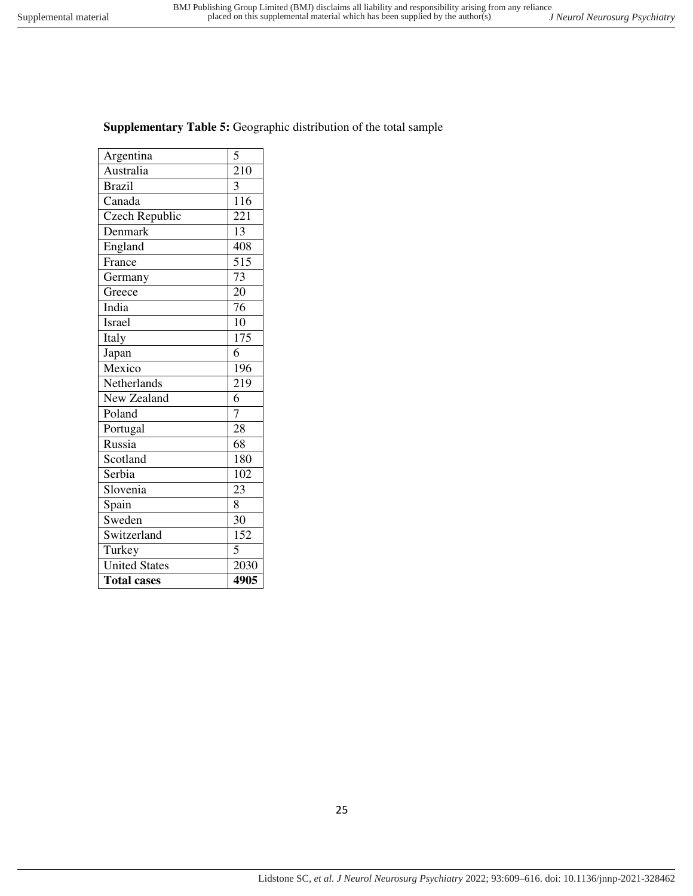**Supplementary Table 5:** Geographic distribution of the total sample

| | |
|---|---|
| Argentina | 5 |
| Australia | 210 |
| Brazil | 3 |
| Canada | 116 |
| Czech Republic | 221 |
| Denmark | 13 |
| England | 408 |
| France | 515 |
| Germany | 73 |
| Greece | 20 |
| India | 76 |
| Israel | 10 |
| Italy | 175 |
| Japan | 6 |
| Mexico | 196 |
| Netherlands | 219 |
| New Zealand | 6 |
| Poland | 7 |
| Portugal | 28 |
| Russia | 68 |
| Scotland | 180 |
| Serbia | 102 |
| Slovenia | 23 |
| Spain | 8 |
| Sweden | 30 |
| Switzerland | 152 |
| Turkey | 5 |
| United States | 2030 |
| **Total cases** | **4905** |